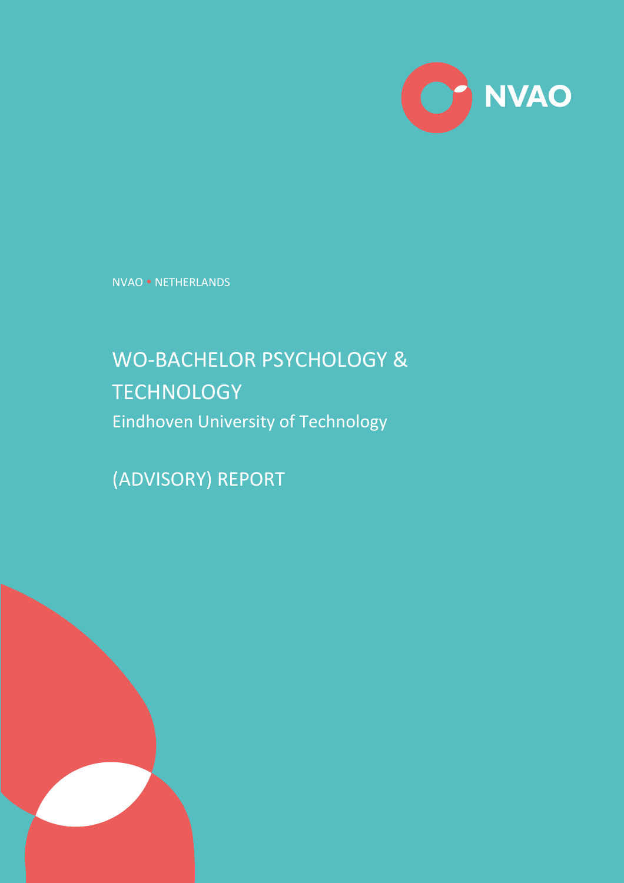NVAO • NETHERLANDS

# WO-BACHELOR PSYCHOLOGY & TECHNOLOGY

## Eindhoven University of Technology

# (ADVISORY) REPORT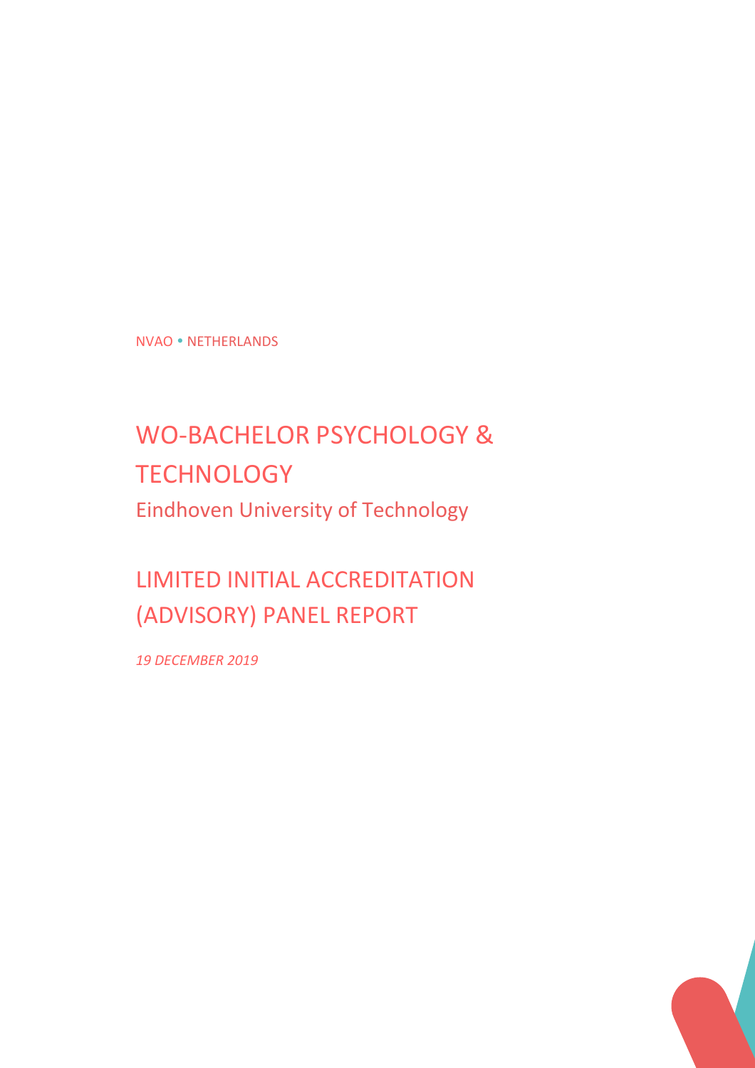NVAO • NETHERLANDS

# WO-BACHELOR PSYCHOLOGY & TECHNOLOGY

## Eindhoven University of Technology

# LIMITED INITIAL ACCREDITATION (ADVISORY) PANEL REPORT

*19 DECEMBER 2019*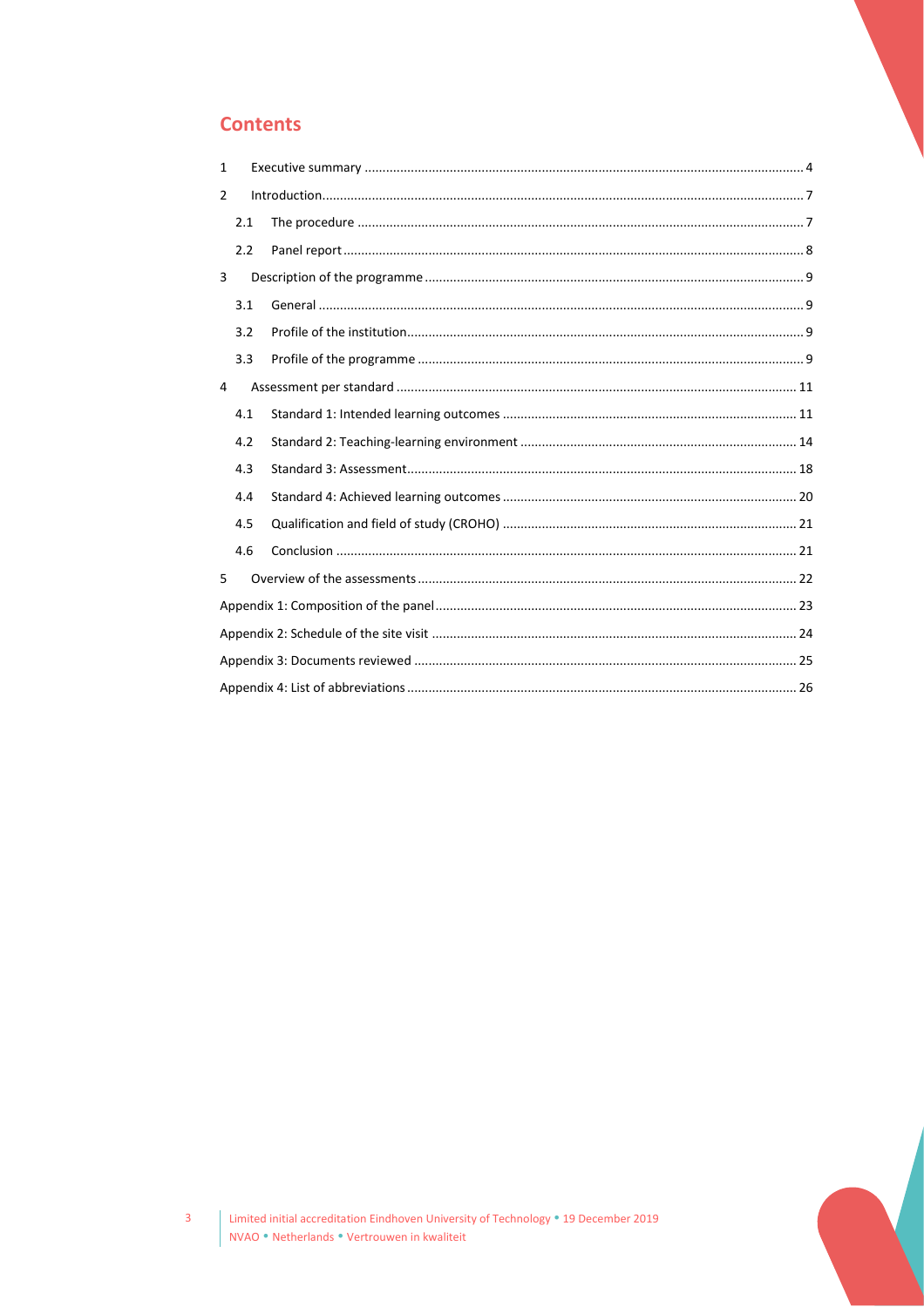## Contents

1 Executive summary ..... 4

2 Introduction ..... 7

- 2.1 The procedure ..... 7
- 2.2 Panel report ..... 8

3 Description of the programme ..... 9

- 3.1 General ..... 9
- 3.2 Profile of the institution ..... 9
- 3.3 Profile of the programme ..... 9

4 Assessment per standard ..... 11

- 4.1 Standard 1: Intended learning outcomes ..... 11
- 4.2 Standard 2: Teaching-learning environment ..... 14
- 4.3 Standard 3: Assessment ..... 18
- 4.4 Standard 4: Achieved learning outcomes ..... 20
- 4.5 Qualification and field of study (CROHO) ..... 21
- 4.6 Conclusion ..... 21

5 Overview of the assessments ..... 22

Appendix 1: Composition of the panel ..... 23

Appendix 2: Schedule of the site visit ..... 24

Appendix 3: Documents reviewed ..... 25

Appendix 4: List of abbreviations ..... 26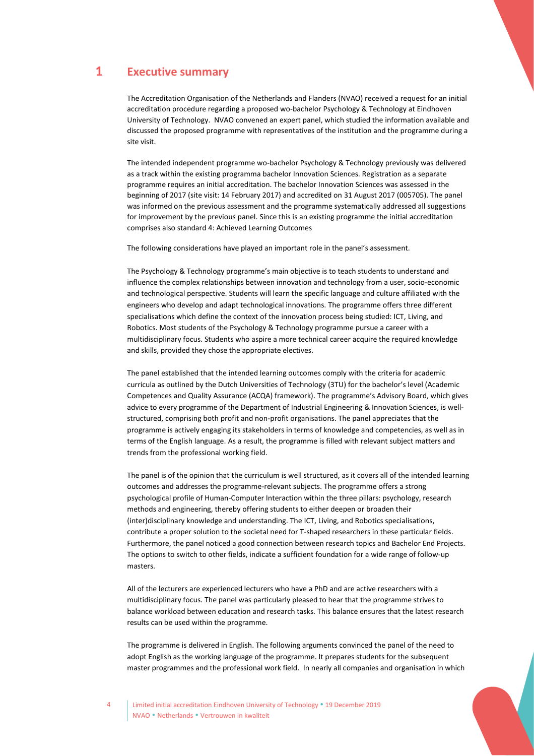# 1 Executive summary

The Accreditation Organisation of the Netherlands and Flanders (NVAO) received a request for an initial accreditation procedure regarding a proposed wo-bachelor Psychology & Technology at Eindhoven University of Technology. NVAO convened an expert panel, which studied the information available and discussed the proposed programme with representatives of the institution and the programme during a site visit.

The intended independent programme wo-bachelor Psychology & Technology previously was delivered as a track within the existing programma bachelor Innovation Sciences. Registration as a separate programme requires an initial accreditation. The bachelor Innovation Sciences was assessed in the beginning of 2017 (site visit: 14 February 2017) and accredited on 31 August 2017 (005705). The panel was informed on the previous assessment and the programme systematically addressed all suggestions for improvement by the previous panel. Since this is an existing programme the initial accreditation comprises also standard 4: Achieved Learning Outcomes

The following considerations have played an important role in the panel's assessment.

The Psychology & Technology programme's main objective is to teach students to understand and influence the complex relationships between innovation and technology from a user, socio-economic and technological perspective. Students will learn the specific language and culture affiliated with the engineers who develop and adapt technological innovations. The programme offers three different specialisations which define the context of the innovation process being studied: ICT, Living, and Robotics. Most students of the Psychology & Technology programme pursue a career with a multidisciplinary focus. Students who aspire a more technical career acquire the required knowledge and skills, provided they chose the appropriate electives.

The panel established that the intended learning outcomes comply with the criteria for academic curricula as outlined by the Dutch Universities of Technology (3TU) for the bachelor's level (Academic Competences and Quality Assurance (ACQA) framework). The programme's Advisory Board, which gives advice to every programme of the Department of Industrial Engineering & Innovation Sciences, is well-structured, comprising both profit and non-profit organisations. The panel appreciates that the programme is actively engaging its stakeholders in terms of knowledge and competencies, as well as in terms of the English language. As a result, the programme is filled with relevant subject matters and trends from the professional working field.

The panel is of the opinion that the curriculum is well structured, as it covers all of the intended learning outcomes and addresses the programme-relevant subjects. The programme offers a strong psychological profile of Human-Computer Interaction within the three pillars: psychology, research methods and engineering, thereby offering students to either deepen or broaden their (inter)disciplinary knowledge and understanding. The ICT, Living, and Robotics specialisations, contribute a proper solution to the societal need for T-shaped researchers in these particular fields. Furthermore, the panel noticed a good connection between research topics and Bachelor End Projects. The options to switch to other fields, indicate a sufficient foundation for a wide range of follow-up masters.

All of the lecturers are experienced lecturers who have a PhD and are active researchers with a multidisciplinary focus. The panel was particularly pleased to hear that the programme strives to balance workload between education and research tasks. This balance ensures that the latest research results can be used within the programme.

The programme is delivered in English. The following arguments convinced the panel of the need to adopt English as the working language of the programme. It prepares students for the subsequent master programmes and the professional work field. In nearly all companies and organisation in which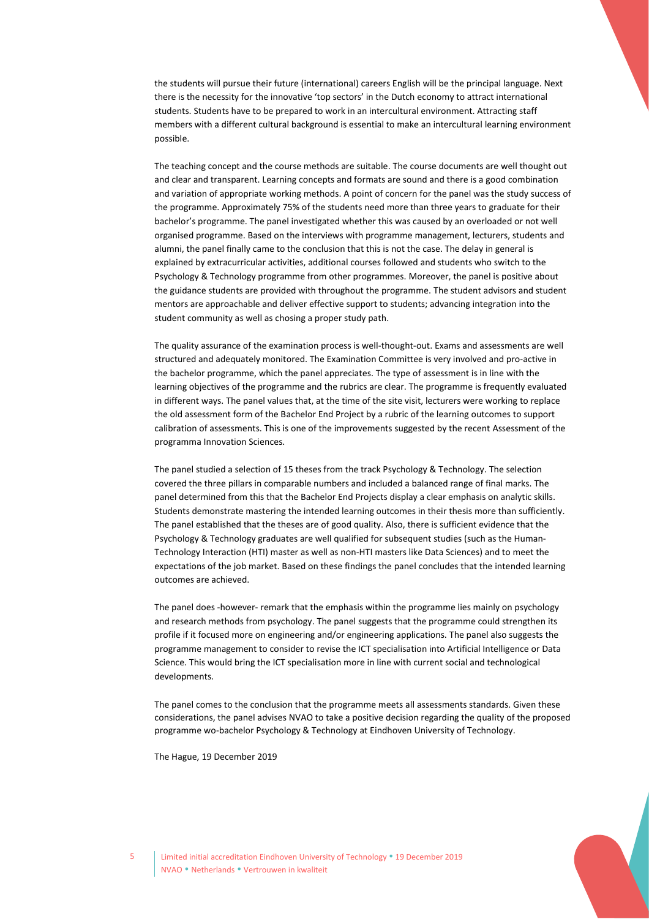the students will pursue their future (international) careers English will be the principal language. Next there is the necessity for the innovative 'top sectors' in the Dutch economy to attract international students. Students have to be prepared to work in an intercultural environment. Attracting staff members with a different cultural background is essential to make an intercultural learning environment possible.

The teaching concept and the course methods are suitable. The course documents are well thought out and clear and transparent. Learning concepts and formats are sound and there is a good combination and variation of appropriate working methods. A point of concern for the panel was the study success of the programme. Approximately 75% of the students need more than three years to graduate for their bachelor's programme. The panel investigated whether this was caused by an overloaded or not well organised programme. Based on the interviews with programme management, lecturers, students and alumni, the panel finally came to the conclusion that this is not the case. The delay in general is explained by extracurricular activities, additional courses followed and students who switch to the Psychology & Technology programme from other programmes. Moreover, the panel is positive about the guidance students are provided with throughout the programme. The student advisors and student mentors are approachable and deliver effective support to students; advancing integration into the student community as well as chosing a proper study path.

The quality assurance of the examination process is well-thought-out. Exams and assessments are well structured and adequately monitored. The Examination Committee is very involved and pro-active in the bachelor programme, which the panel appreciates. The type of assessment is in line with the learning objectives of the programme and the rubrics are clear. The programme is frequently evaluated in different ways. The panel values that, at the time of the site visit, lecturers were working to replace the old assessment form of the Bachelor End Project by a rubric of the learning outcomes to support calibration of assessments. This is one of the improvements suggested by the recent Assessment of the programma Innovation Sciences.

The panel studied a selection of 15 theses from the track Psychology & Technology. The selection covered the three pillars in comparable numbers and included a balanced range of final marks. The panel determined from this that the Bachelor End Projects display a clear emphasis on analytic skills. Students demonstrate mastering the intended learning outcomes in their thesis more than sufficiently. The panel established that the theses are of good quality. Also, there is sufficient evidence that the Psychology & Technology graduates are well qualified for subsequent studies (such as the Human-Technology Interaction (HTI) master as well as non-HTI masters like Data Sciences) and to meet the expectations of the job market. Based on these findings the panel concludes that the intended learning outcomes are achieved.

The panel does -however- remark that the emphasis within the programme lies mainly on psychology and research methods from psychology. The panel suggests that the programme could strengthen its profile if it focused more on engineering and/or engineering applications. The panel also suggests the programme management to consider to revise the ICT specialisation into Artificial Intelligence or Data Science. This would bring the ICT specialisation more in line with current social and technological developments.

The panel comes to the conclusion that the programme meets all assessments standards. Given these considerations, the panel advises NVAO to take a positive decision regarding the quality of the proposed programme wo-bachelor Psychology & Technology at Eindhoven University of Technology.

The Hague, 19 December 2019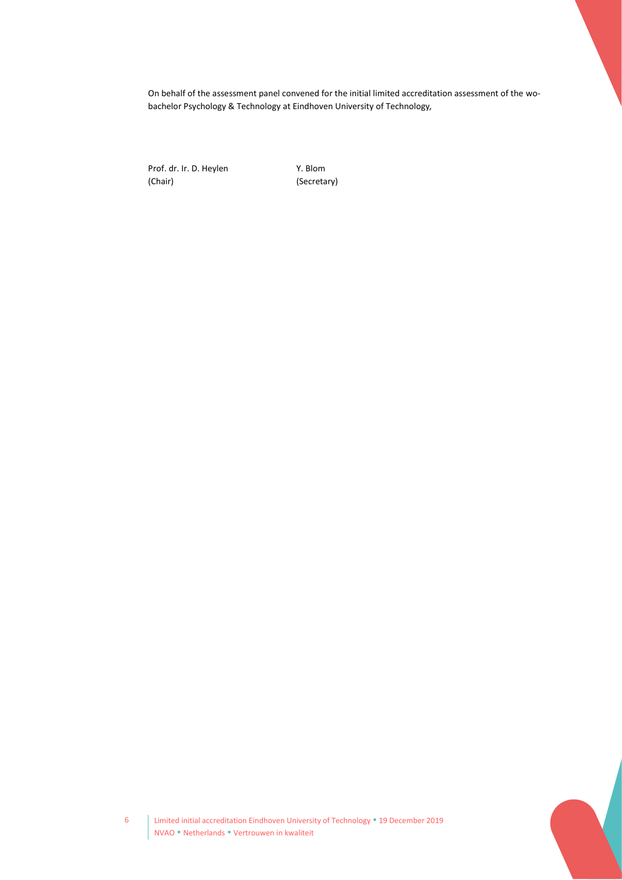On behalf of the assessment panel convened for the initial limited accreditation assessment of the wo-bachelor Psychology & Technology at Eindhoven University of Technology,

| Prof. dr. Ir. D. Heylen | Y. Blom |
| --- | --- |
| (Chair) | (Secretary) |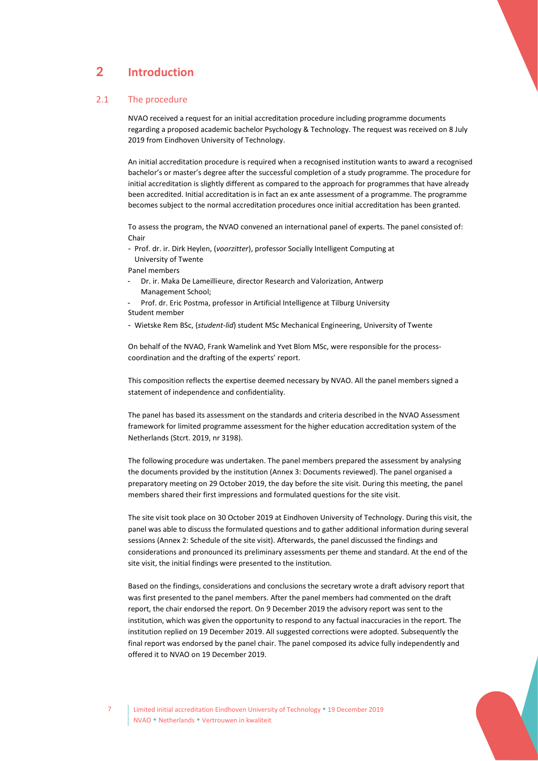# 2 Introduction

## 2.1 The procedure

NVAO received a request for an initial accreditation procedure including programme documents regarding a proposed academic bachelor Psychology & Technology. The request was received on 8 July 2019 from Eindhoven University of Technology.

An initial accreditation procedure is required when a recognised institution wants to award a recognised bachelor's or master's degree after the successful completion of a study programme. The procedure for initial accreditation is slightly different as compared to the approach for programmes that have already been accredited. Initial accreditation is in fact an ex ante assessment of a programme. The programme becomes subject to the normal accreditation procedures once initial accreditation has been granted.

To assess the program, the NVAO convened an international panel of experts. The panel consisted of:

Chair

- Prof. dr. ir. Dirk Heylen, (*voorzitter*), professor Socially Intelligent Computing at University of Twente

Panel members

- Dr. ir. Maka De Lameillieure, director Research and Valorization, Antwerp Management School;
- Prof. dr. Eric Postma, professor in Artificial Intelligence at Tilburg University

Student member

- Wietske Rem BSc, (*student-lid*) student MSc Mechanical Engineering, University of Twente

On behalf of the NVAO, Frank Wamelink and Yvet Blom MSc, were responsible for the process-coordination and the drafting of the experts' report.

This composition reflects the expertise deemed necessary by NVAO. All the panel members signed a statement of independence and confidentiality.

The panel has based its assessment on the standards and criteria described in the NVAO Assessment framework for limited programme assessment for the higher education accreditation system of the Netherlands (Stcrt. 2019, nr 3198).

The following procedure was undertaken. The panel members prepared the assessment by analysing the documents provided by the institution (Annex 3: Documents reviewed). The panel organised a preparatory meeting on 29 October 2019, the day before the site visit. During this meeting, the panel members shared their first impressions and formulated questions for the site visit.

The site visit took place on 30 October 2019 at Eindhoven University of Technology. During this visit, the panel was able to discuss the formulated questions and to gather additional information during several sessions (Annex 2: Schedule of the site visit). Afterwards, the panel discussed the findings and considerations and pronounced its preliminary assessments per theme and standard. At the end of the site visit, the initial findings were presented to the institution.

Based on the findings, considerations and conclusions the secretary wrote a draft advisory report that was first presented to the panel members. After the panel members had commented on the draft report, the chair endorsed the report. On 9 December 2019 the advisory report was sent to the institution, which was given the opportunity to respond to any factual inaccuracies in the report. The institution replied on 19 December 2019. All suggested corrections were adopted. Subsequently the final report was endorsed by the panel chair. The panel composed its advice fully independently and offered it to NVAO on 19 December 2019.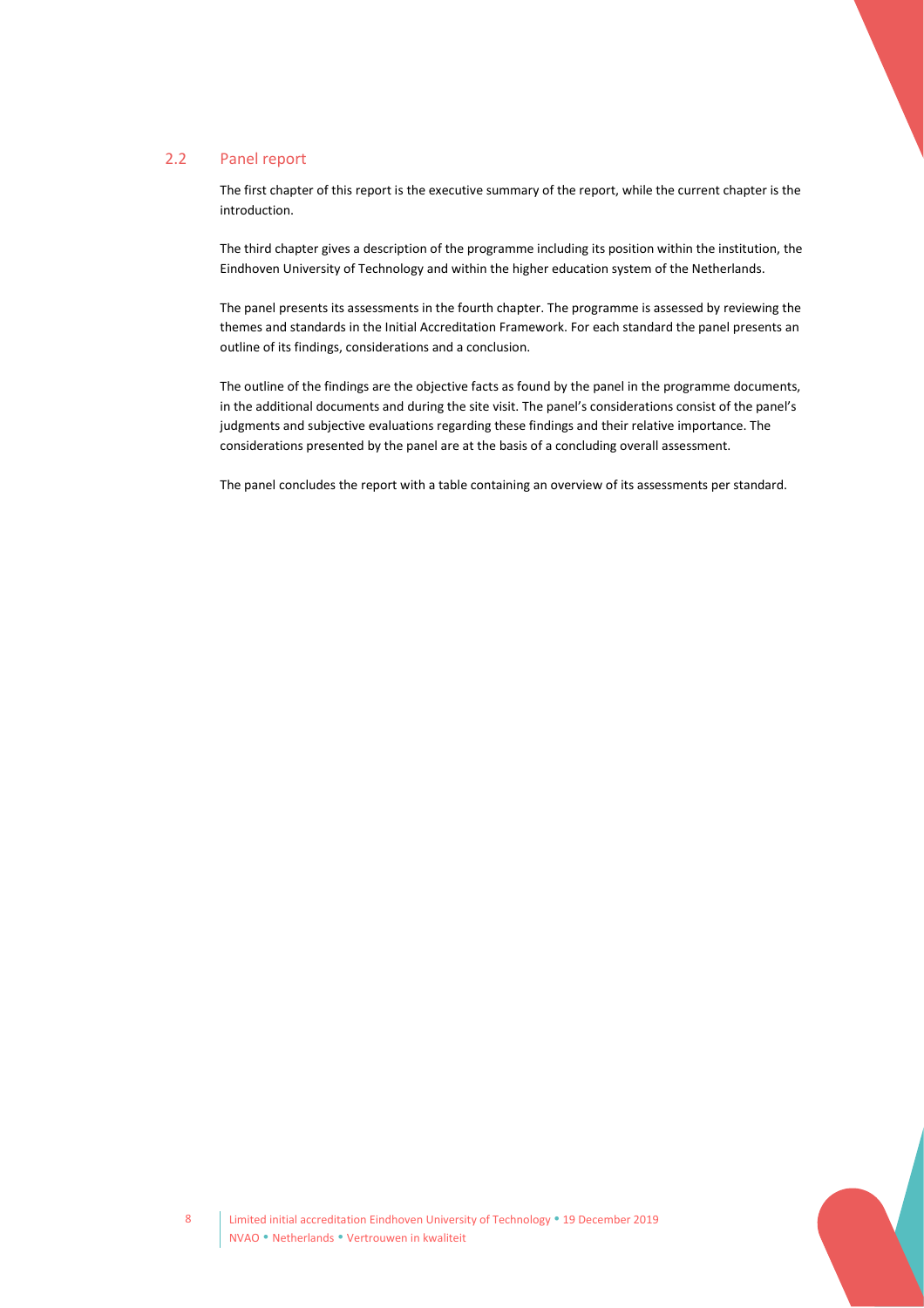## 2.2 Panel report

The first chapter of this report is the executive summary of the report, while the current chapter is the introduction.

The third chapter gives a description of the programme including its position within the institution, the Eindhoven University of Technology and within the higher education system of the Netherlands.

The panel presents its assessments in the fourth chapter. The programme is assessed by reviewing the themes and standards in the Initial Accreditation Framework. For each standard the panel presents an outline of its findings, considerations and a conclusion.

The outline of the findings are the objective facts as found by the panel in the programme documents, in the additional documents and during the site visit. The panel's considerations consist of the panel's judgments and subjective evaluations regarding these findings and their relative importance. The considerations presented by the panel are at the basis of a concluding overall assessment.

The panel concludes the report with a table containing an overview of its assessments per standard.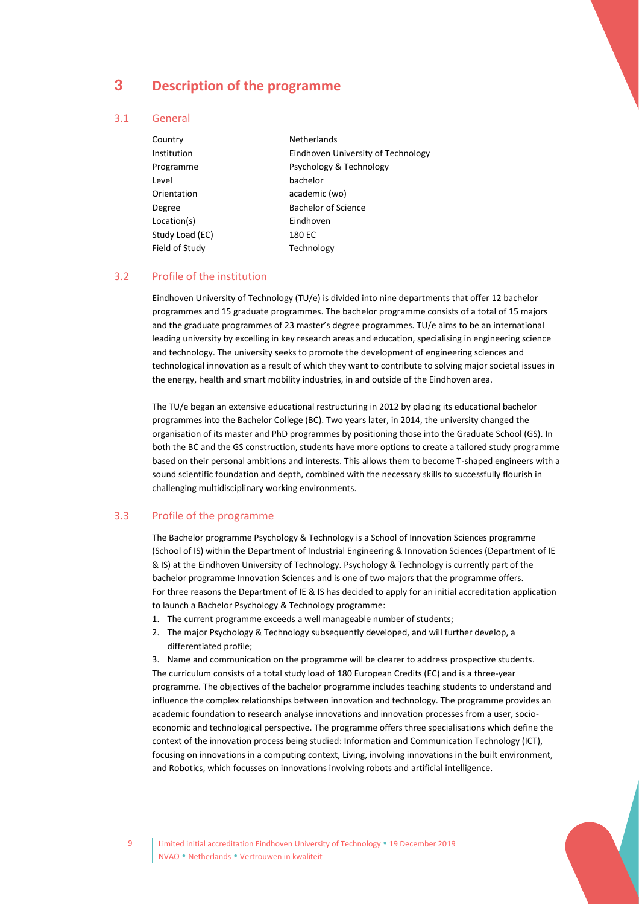# 3 Description of the programme

## 3.1 General

| | |
|---|---|
| Country | Netherlands |
| Institution | Eindhoven University of Technology |
| Programme | Psychology & Technology |
| Level | bachelor |
| Orientation | academic (wo) |
| Degree | Bachelor of Science |
| Location(s) | Eindhoven |
| Study Load (EC) | 180 EC |
| Field of Study | Technology |

## 3.2 Profile of the institution

Eindhoven University of Technology (TU/e) is divided into nine departments that offer 12 bachelor programmes and 15 graduate programmes. The bachelor programme consists of a total of 15 majors and the graduate programmes of 23 master's degree programmes. TU/e aims to be an international leading university by excelling in key research areas and education, specialising in engineering science and technology. The university seeks to promote the development of engineering sciences and technological innovation as a result of which they want to contribute to solving major societal issues in the energy, health and smart mobility industries, in and outside of the Eindhoven area.

The TU/e began an extensive educational restructuring in 2012 by placing its educational bachelor programmes into the Bachelor College (BC). Two years later, in 2014, the university changed the organisation of its master and PhD programmes by positioning those into the Graduate School (GS). In both the BC and the GS construction, students have more options to create a tailored study programme based on their personal ambitions and interests. This allows them to become T-shaped engineers with a sound scientific foundation and depth, combined with the necessary skills to successfully flourish in challenging multidisciplinary working environments.

## 3.3 Profile of the programme

The Bachelor programme Psychology & Technology is a School of Innovation Sciences programme (School of IS) within the Department of Industrial Engineering & Innovation Sciences (Department of IE & IS) at the Eindhoven University of Technology. Psychology & Technology is currently part of the bachelor programme Innovation Sciences and is one of two majors that the programme offers. For three reasons the Department of IE & IS has decided to apply for an initial accreditation application to launch a Bachelor Psychology & Technology programme:

1. The current programme exceeds a well manageable number of students;
2. The major Psychology & Technology subsequently developed, and will further develop, a differentiated profile;
3. Name and communication on the programme will be clearer to address prospective students.

The curriculum consists of a total study load of 180 European Credits (EC) and is a three-year programme. The objectives of the bachelor programme includes teaching students to understand and influence the complex relationships between innovation and technology. The programme provides an academic foundation to research analyse innovations and innovation processes from a user, socio-economic and technological perspective. The programme offers three specialisations which define the context of the innovation process being studied: Information and Communication Technology (ICT), focusing on innovations in a computing context, Living, involving innovations in the built environment, and Robotics, which focusses on innovations involving robots and artificial intelligence.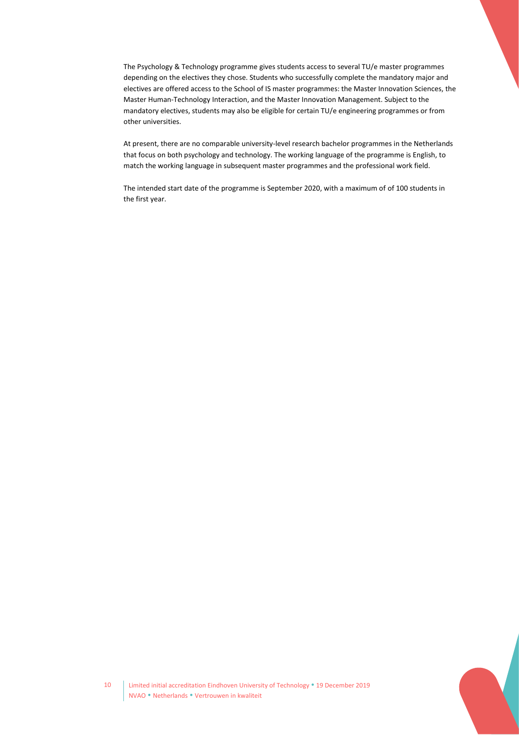The Psychology & Technology programme gives students access to several TU/e master programmes depending on the electives they chose. Students who successfully complete the mandatory major and electives are offered access to the School of IS master programmes: the Master Innovation Sciences, the Master Human-Technology Interaction, and the Master Innovation Management. Subject to the mandatory electives, students may also be eligible for certain TU/e engineering programmes or from other universities.

At present, there are no comparable university-level research bachelor programmes in the Netherlands that focus on both psychology and technology. The working language of the programme is English, to match the working language in subsequent master programmes and the professional work field.

The intended start date of the programme is September 2020, with a maximum of of 100 students in the first year.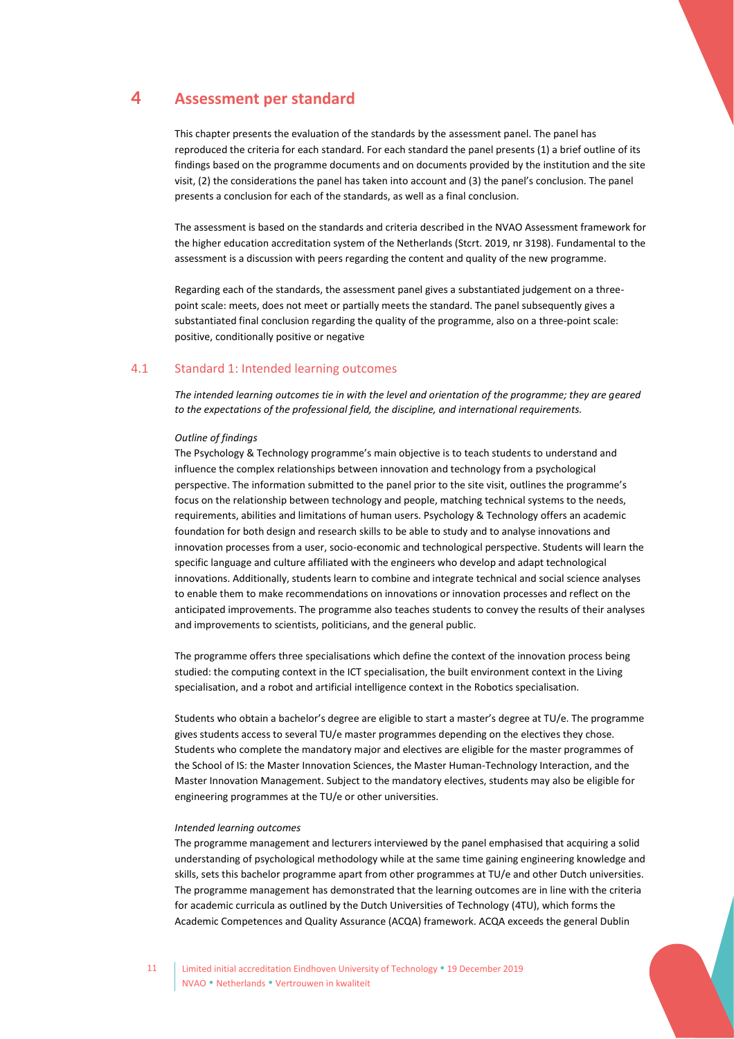# 4 Assessment per standard

This chapter presents the evaluation of the standards by the assessment panel. The panel has reproduced the criteria for each standard. For each standard the panel presents (1) a brief outline of its findings based on the programme documents and on documents provided by the institution and the site visit, (2) the considerations the panel has taken into account and (3) the panel's conclusion. The panel presents a conclusion for each of the standards, as well as a final conclusion.

The assessment is based on the standards and criteria described in the NVAO Assessment framework for the higher education accreditation system of the Netherlands (Stcrt. 2019, nr 3198). Fundamental to the assessment is a discussion with peers regarding the content and quality of the new programme.

Regarding each of the standards, the assessment panel gives a substantiated judgement on a three-point scale: meets, does not meet or partially meets the standard. The panel subsequently gives a substantiated final conclusion regarding the quality of the programme, also on a three-point scale: positive, conditionally positive or negative

## 4.1 Standard 1: Intended learning outcomes

*The intended learning outcomes tie in with the level and orientation of the programme; they are geared to the expectations of the professional field, the discipline, and international requirements.*

*Outline of findings*

The Psychology & Technology programme's main objective is to teach students to understand and influence the complex relationships between innovation and technology from a psychological perspective. The information submitted to the panel prior to the site visit, outlines the programme's focus on the relationship between technology and people, matching technical systems to the needs, requirements, abilities and limitations of human users. Psychology & Technology offers an academic foundation for both design and research skills to be able to study and to analyse innovations and innovation processes from a user, socio-economic and technological perspective. Students will learn the specific language and culture affiliated with the engineers who develop and adapt technological innovations. Additionally, students learn to combine and integrate technical and social science analyses to enable them to make recommendations on innovations or innovation processes and reflect on the anticipated improvements. The programme also teaches students to convey the results of their analyses and improvements to scientists, politicians, and the general public.

The programme offers three specialisations which define the context of the innovation process being studied: the computing context in the ICT specialisation, the built environment context in the Living specialisation, and a robot and artificial intelligence context in the Robotics specialisation.

Students who obtain a bachelor's degree are eligible to start a master's degree at TU/e. The programme gives students access to several TU/e master programmes depending on the electives they chose. Students who complete the mandatory major and electives are eligible for the master programmes of the School of IS: the Master Innovation Sciences, the Master Human-Technology Interaction, and the Master Innovation Management. Subject to the mandatory electives, students may also be eligible for engineering programmes at the TU/e or other universities.

*Intended learning outcomes*

The programme management and lecturers interviewed by the panel emphasised that acquiring a solid understanding of psychological methodology while at the same time gaining engineering knowledge and skills, sets this bachelor programme apart from other programmes at TU/e and other Dutch universities. The programme management has demonstrated that the learning outcomes are in line with the criteria for academic curricula as outlined by the Dutch Universities of Technology (4TU), which forms the Academic Competences and Quality Assurance (ACQA) framework. ACQA exceeds the general Dublin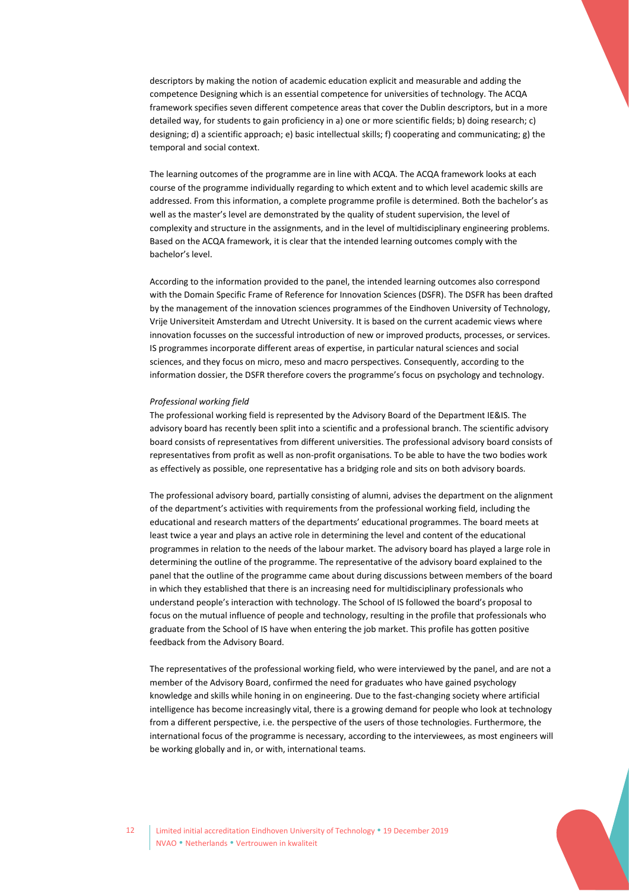descriptors by making the notion of academic education explicit and measurable and adding the competence Designing which is an essential competence for universities of technology. The ACQA framework specifies seven different competence areas that cover the Dublin descriptors, but in a more detailed way, for students to gain proficiency in a) one or more scientific fields; b) doing research; c) designing; d) a scientific approach; e) basic intellectual skills; f) cooperating and communicating; g) the temporal and social context.

The learning outcomes of the programme are in line with ACQA. The ACQA framework looks at each course of the programme individually regarding to which extent and to which level academic skills are addressed. From this information, a complete programme profile is determined. Both the bachelor's as well as the master's level are demonstrated by the quality of student supervision, the level of complexity and structure in the assignments, and in the level of multidisciplinary engineering problems. Based on the ACQA framework, it is clear that the intended learning outcomes comply with the bachelor's level.

According to the information provided to the panel, the intended learning outcomes also correspond with the Domain Specific Frame of Reference for Innovation Sciences (DSFR). The DSFR has been drafted by the management of the innovation sciences programmes of the Eindhoven University of Technology, Vrije Universiteit Amsterdam and Utrecht University. It is based on the current academic views where innovation focusses on the successful introduction of new or improved products, processes, or services. IS programmes incorporate different areas of expertise, in particular natural sciences and social sciences, and they focus on micro, meso and macro perspectives. Consequently, according to the information dossier, the DSFR therefore covers the programme's focus on psychology and technology.

*Professional working field*

The professional working field is represented by the Advisory Board of the Department IE&IS. The advisory board has recently been split into a scientific and a professional branch. The scientific advisory board consists of representatives from different universities. The professional advisory board consists of representatives from profit as well as non-profit organisations. To be able to have the two bodies work as effectively as possible, one representative has a bridging role and sits on both advisory boards.

The professional advisory board, partially consisting of alumni, advises the department on the alignment of the department's activities with requirements from the professional working field, including the educational and research matters of the departments' educational programmes. The board meets at least twice a year and plays an active role in determining the level and content of the educational programmes in relation to the needs of the labour market. The advisory board has played a large role in determining the outline of the programme. The representative of the advisory board explained to the panel that the outline of the programme came about during discussions between members of the board in which they established that there is an increasing need for multidisciplinary professionals who understand people's interaction with technology. The School of IS followed the board's proposal to focus on the mutual influence of people and technology, resulting in the profile that professionals who graduate from the School of IS have when entering the job market. This profile has gotten positive feedback from the Advisory Board.

The representatives of the professional working field, who were interviewed by the panel, and are not a member of the Advisory Board, confirmed the need for graduates who have gained psychology knowledge and skills while honing in on engineering. Due to the fast-changing society where artificial intelligence has become increasingly vital, there is a growing demand for people who look at technology from a different perspective, i.e. the perspective of the users of those technologies. Furthermore, the international focus of the programme is necessary, according to the interviewees, as most engineers will be working globally and in, or with, international teams.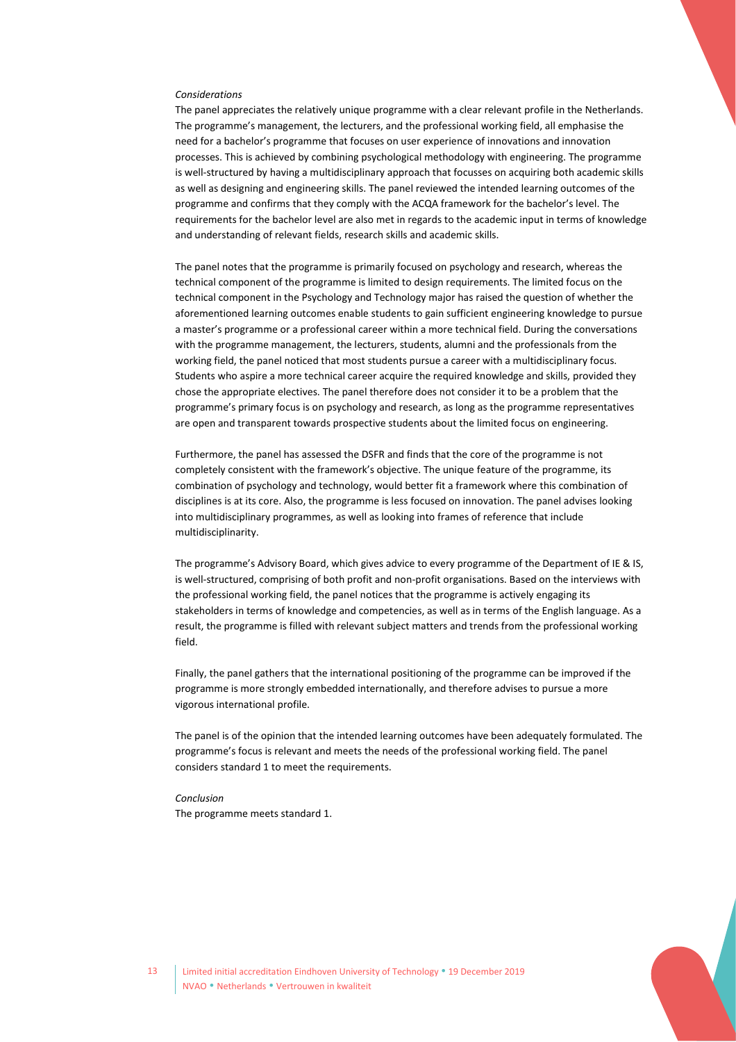*Considerations*

The panel appreciates the relatively unique programme with a clear relevant profile in the Netherlands. The programme's management, the lecturers, and the professional working field, all emphasise the need for a bachelor's programme that focuses on user experience of innovations and innovation processes. This is achieved by combining psychological methodology with engineering. The programme is well-structured by having a multidisciplinary approach that focusses on acquiring both academic skills as well as designing and engineering skills. The panel reviewed the intended learning outcomes of the programme and confirms that they comply with the ACQA framework for the bachelor's level. The requirements for the bachelor level are also met in regards to the academic input in terms of knowledge and understanding of relevant fields, research skills and academic skills.

The panel notes that the programme is primarily focused on psychology and research, whereas the technical component of the programme is limited to design requirements. The limited focus on the technical component in the Psychology and Technology major has raised the question of whether the aforementioned learning outcomes enable students to gain sufficient engineering knowledge to pursue a master's programme or a professional career within a more technical field. During the conversations with the programme management, the lecturers, students, alumni and the professionals from the working field, the panel noticed that most students pursue a career with a multidisciplinary focus. Students who aspire a more technical career acquire the required knowledge and skills, provided they chose the appropriate electives. The panel therefore does not consider it to be a problem that the programme's primary focus is on psychology and research, as long as the programme representatives are open and transparent towards prospective students about the limited focus on engineering.

Furthermore, the panel has assessed the DSFR and finds that the core of the programme is not completely consistent with the framework's objective. The unique feature of the programme, its combination of psychology and technology, would better fit a framework where this combination of disciplines is at its core. Also, the programme is less focused on innovation. The panel advises looking into multidisciplinary programmes, as well as looking into frames of reference that include multidisciplinarity.

The programme's Advisory Board, which gives advice to every programme of the Department of IE & IS, is well-structured, comprising of both profit and non-profit organisations. Based on the interviews with the professional working field, the panel notices that the programme is actively engaging its stakeholders in terms of knowledge and competencies, as well as in terms of the English language. As a result, the programme is filled with relevant subject matters and trends from the professional working field.

Finally, the panel gathers that the international positioning of the programme can be improved if the programme is more strongly embedded internationally, and therefore advises to pursue a more vigorous international profile.

The panel is of the opinion that the intended learning outcomes have been adequately formulated. The programme's focus is relevant and meets the needs of the professional working field. The panel considers standard 1 to meet the requirements.

*Conclusion*

The programme meets standard 1.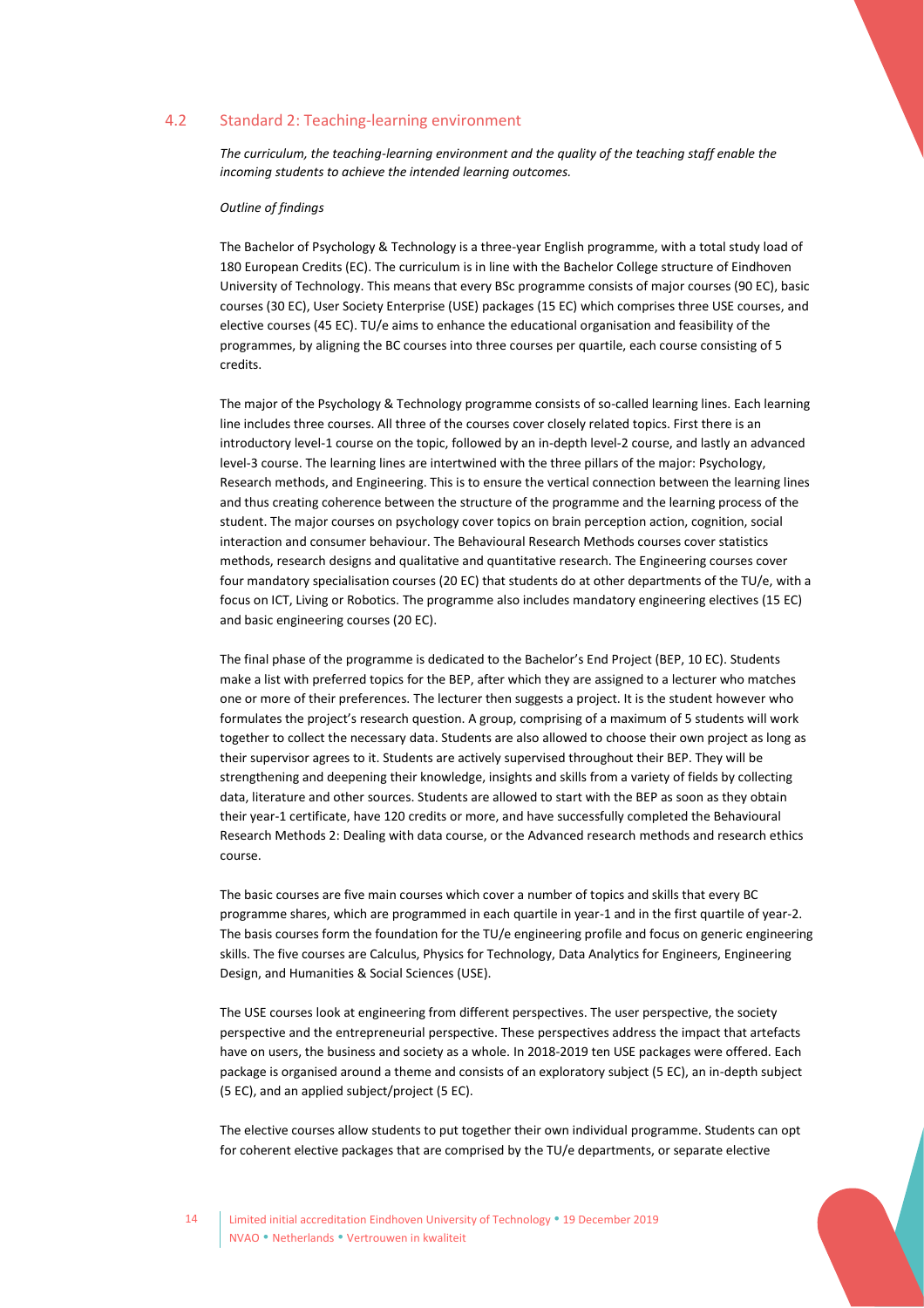## 4.2 Standard 2: Teaching-learning environment

*The curriculum, the teaching-learning environment and the quality of the teaching staff enable the incoming students to achieve the intended learning outcomes.*

*Outline of findings*

The Bachelor of Psychology & Technology is a three-year English programme, with a total study load of 180 European Credits (EC). The curriculum is in line with the Bachelor College structure of Eindhoven University of Technology. This means that every BSc programme consists of major courses (90 EC), basic courses (30 EC), User Society Enterprise (USE) packages (15 EC) which comprises three USE courses, and elective courses (45 EC). TU/e aims to enhance the educational organisation and feasibility of the programmes, by aligning the BC courses into three courses per quartile, each course consisting of 5 credits.

The major of the Psychology & Technology programme consists of so-called learning lines. Each learning line includes three courses. All three of the courses cover closely related topics. First there is an introductory level-1 course on the topic, followed by an in-depth level-2 course, and lastly an advanced level-3 course. The learning lines are intertwined with the three pillars of the major: Psychology, Research methods, and Engineering. This is to ensure the vertical connection between the learning lines and thus creating coherence between the structure of the programme and the learning process of the student. The major courses on psychology cover topics on brain perception action, cognition, social interaction and consumer behaviour. The Behavioural Research Methods courses cover statistics methods, research designs and qualitative and quantitative research. The Engineering courses cover four mandatory specialisation courses (20 EC) that students do at other departments of the TU/e, with a focus on ICT, Living or Robotics. The programme also includes mandatory engineering electives (15 EC) and basic engineering courses (20 EC).

The final phase of the programme is dedicated to the Bachelor's End Project (BEP, 10 EC). Students make a list with preferred topics for the BEP, after which they are assigned to a lecturer who matches one or more of their preferences. The lecturer then suggests a project. It is the student however who formulates the project's research question. A group, comprising of a maximum of 5 students will work together to collect the necessary data. Students are also allowed to choose their own project as long as their supervisor agrees to it. Students are actively supervised throughout their BEP. They will be strengthening and deepening their knowledge, insights and skills from a variety of fields by collecting data, literature and other sources. Students are allowed to start with the BEP as soon as they obtain their year-1 certificate, have 120 credits or more, and have successfully completed the Behavioural Research Methods 2: Dealing with data course, or the Advanced research methods and research ethics course.

The basic courses are five main courses which cover a number of topics and skills that every BC programme shares, which are programmed in each quartile in year-1 and in the first quartile of year-2. The basis courses form the foundation for the TU/e engineering profile and focus on generic engineering skills. The five courses are Calculus, Physics for Technology, Data Analytics for Engineers, Engineering Design, and Humanities & Social Sciences (USE).

The USE courses look at engineering from different perspectives. The user perspective, the society perspective and the entrepreneurial perspective. These perspectives address the impact that artefacts have on users, the business and society as a whole. In 2018-2019 ten USE packages were offered. Each package is organised around a theme and consists of an exploratory subject (5 EC), an in-depth subject (5 EC), and an applied subject/project (5 EC).

The elective courses allow students to put together their own individual programme. Students can opt for coherent elective packages that are comprised by the TU/e departments, or separate elective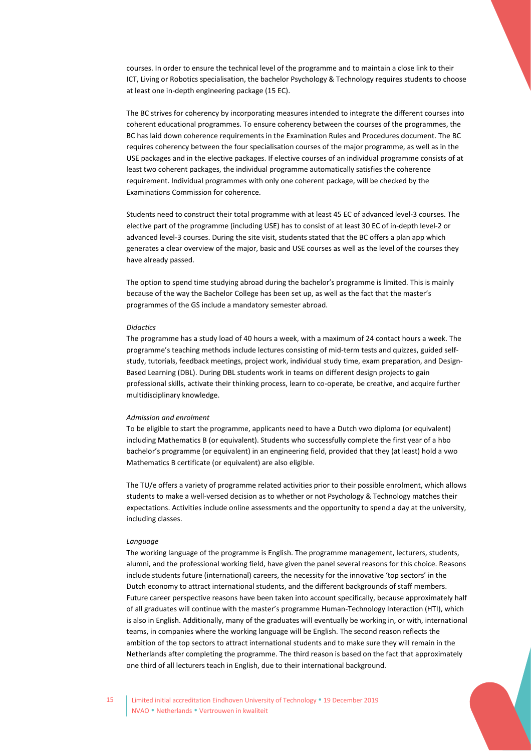courses. In order to ensure the technical level of the programme and to maintain a close link to their ICT, Living or Robotics specialisation, the bachelor Psychology & Technology requires students to choose at least one in-depth engineering package (15 EC).

The BC strives for coherency by incorporating measures intended to integrate the different courses into coherent educational programmes. To ensure coherency between the courses of the programmes, the BC has laid down coherence requirements in the Examination Rules and Procedures document. The BC requires coherency between the four specialisation courses of the major programme, as well as in the USE packages and in the elective packages. If elective courses of an individual programme consists of at least two coherent packages, the individual programme automatically satisfies the coherence requirement. Individual programmes with only one coherent package, will be checked by the Examinations Commission for coherence.

Students need to construct their total programme with at least 45 EC of advanced level-3 courses. The elective part of the programme (including USE) has to consist of at least 30 EC of in-depth level-2 or advanced level-3 courses. During the site visit, students stated that the BC offers a plan app which generates a clear overview of the major, basic and USE courses as well as the level of the courses they have already passed.

The option to spend time studying abroad during the bachelor's programme is limited. This is mainly because of the way the Bachelor College has been set up, as well as the fact that the master's programmes of the GS include a mandatory semester abroad.

*Didactics*

The programme has a study load of 40 hours a week, with a maximum of 24 contact hours a week. The programme's teaching methods include lectures consisting of mid-term tests and quizzes, guided self-study, tutorials, feedback meetings, project work, individual study time, exam preparation, and Design-Based Learning (DBL). During DBL students work in teams on different design projects to gain professional skills, activate their thinking process, learn to co-operate, be creative, and acquire further multidisciplinary knowledge.

*Admission and enrolment*

To be eligible to start the programme, applicants need to have a Dutch vwo diploma (or equivalent) including Mathematics B (or equivalent). Students who successfully complete the first year of a hbo bachelor's programme (or equivalent) in an engineering field, provided that they (at least) hold a vwo Mathematics B certificate (or equivalent) are also eligible.

The TU/e offers a variety of programme related activities prior to their possible enrolment, which allows students to make a well-versed decision as to whether or not Psychology & Technology matches their expectations. Activities include online assessments and the opportunity to spend a day at the university, including classes.

*Language*

The working language of the programme is English. The programme management, lecturers, students, alumni, and the professional working field, have given the panel several reasons for this choice. Reasons include students future (international) careers, the necessity for the innovative 'top sectors' in the Dutch economy to attract international students, and the different backgrounds of staff members. Future career perspective reasons have been taken into account specifically, because approximately half of all graduates will continue with the master's programme Human-Technology Interaction (HTI), which is also in English. Additionally, many of the graduates will eventually be working in, or with, international teams, in companies where the working language will be English. The second reason reflects the ambition of the top sectors to attract international students and to make sure they will remain in the Netherlands after completing the programme. The third reason is based on the fact that approximately one third of all lecturers teach in English, due to their international background.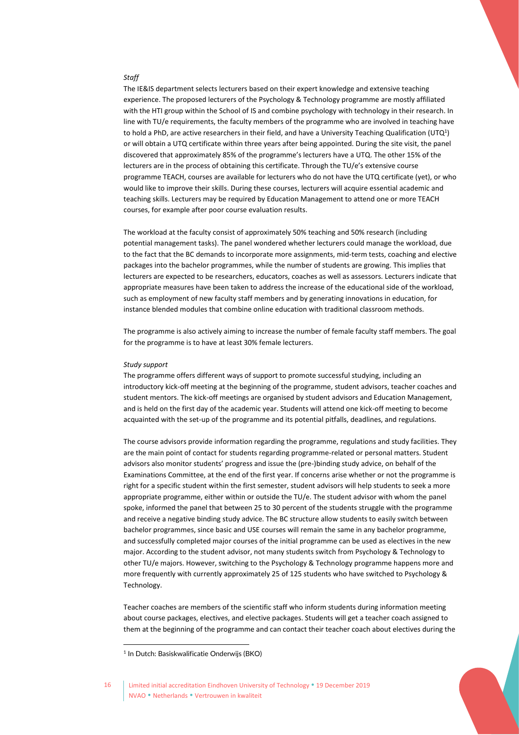*Staff*

The IE&IS department selects lecturers based on their expert knowledge and extensive teaching experience. The proposed lecturers of the Psychology & Technology programme are mostly affiliated with the HTI group within the School of IS and combine psychology with technology in their research. In line with TU/e requirements, the faculty members of the programme who are involved in teaching have to hold a PhD, are active researchers in their field, and have a University Teaching Qualification (UTQ[1]) or will obtain a UTQ certificate within three years after being appointed. During the site visit, the panel discovered that approximately 85% of the programme's lecturers have a UTQ. The other 15% of the lecturers are in the process of obtaining this certificate. Through the TU/e's extensive course programme TEACH, courses are available for lecturers who do not have the UTQ certificate (yet), or who would like to improve their skills. During these courses, lecturers will acquire essential academic and teaching skills. Lecturers may be required by Education Management to attend one or more TEACH courses, for example after poor course evaluation results.

The workload at the faculty consist of approximately 50% teaching and 50% research (including potential management tasks). The panel wondered whether lecturers could manage the workload, due to the fact that the BC demands to incorporate more assignments, mid-term tests, coaching and elective packages into the bachelor programmes, while the number of students are growing. This implies that lecturers are expected to be researchers, educators, coaches as well as assessors. Lecturers indicate that appropriate measures have been taken to address the increase of the educational side of the workload, such as employment of new faculty staff members and by generating innovations in education, for instance blended modules that combine online education with traditional classroom methods.

The programme is also actively aiming to increase the number of female faculty staff members. The goal for the programme is to have at least 30% female lecturers.

*Study support*

The programme offers different ways of support to promote successful studying, including an introductory kick-off meeting at the beginning of the programme, student advisors, teacher coaches and student mentors. The kick-off meetings are organised by student advisors and Education Management, and is held on the first day of the academic year. Students will attend one kick-off meeting to become acquainted with the set-up of the programme and its potential pitfalls, deadlines, and regulations.

The course advisors provide information regarding the programme, regulations and study facilities. They are the main point of contact for students regarding programme-related or personal matters. Student advisors also monitor students' progress and issue the (pre-)binding study advice, on behalf of the Examinations Committee, at the end of the first year. If concerns arise whether or not the programme is right for a specific student within the first semester, student advisors will help students to seek a more appropriate programme, either within or outside the TU/e. The student advisor with whom the panel spoke, informed the panel that between 25 to 30 percent of the students struggle with the programme and receive a negative binding study advice. The BC structure allow students to easily switch between bachelor programmes, since basic and USE courses will remain the same in any bachelor programme, and successfully completed major courses of the initial programme can be used as electives in the new major. According to the student advisor, not many students switch from Psychology & Technology to other TU/e majors. However, switching to the Psychology & Technology programme happens more and more frequently with currently approximately 25 of 125 students who have switched to Psychology & Technology.

Teacher coaches are members of the scientific staff who inform students during information meeting about course packages, electives, and elective packages. Students will get a teacher coach assigned to them at the beginning of the programme and can contact their teacher coach about electives during the

[1] In Dutch: Basiskwalificatie Onderwijs (BKO)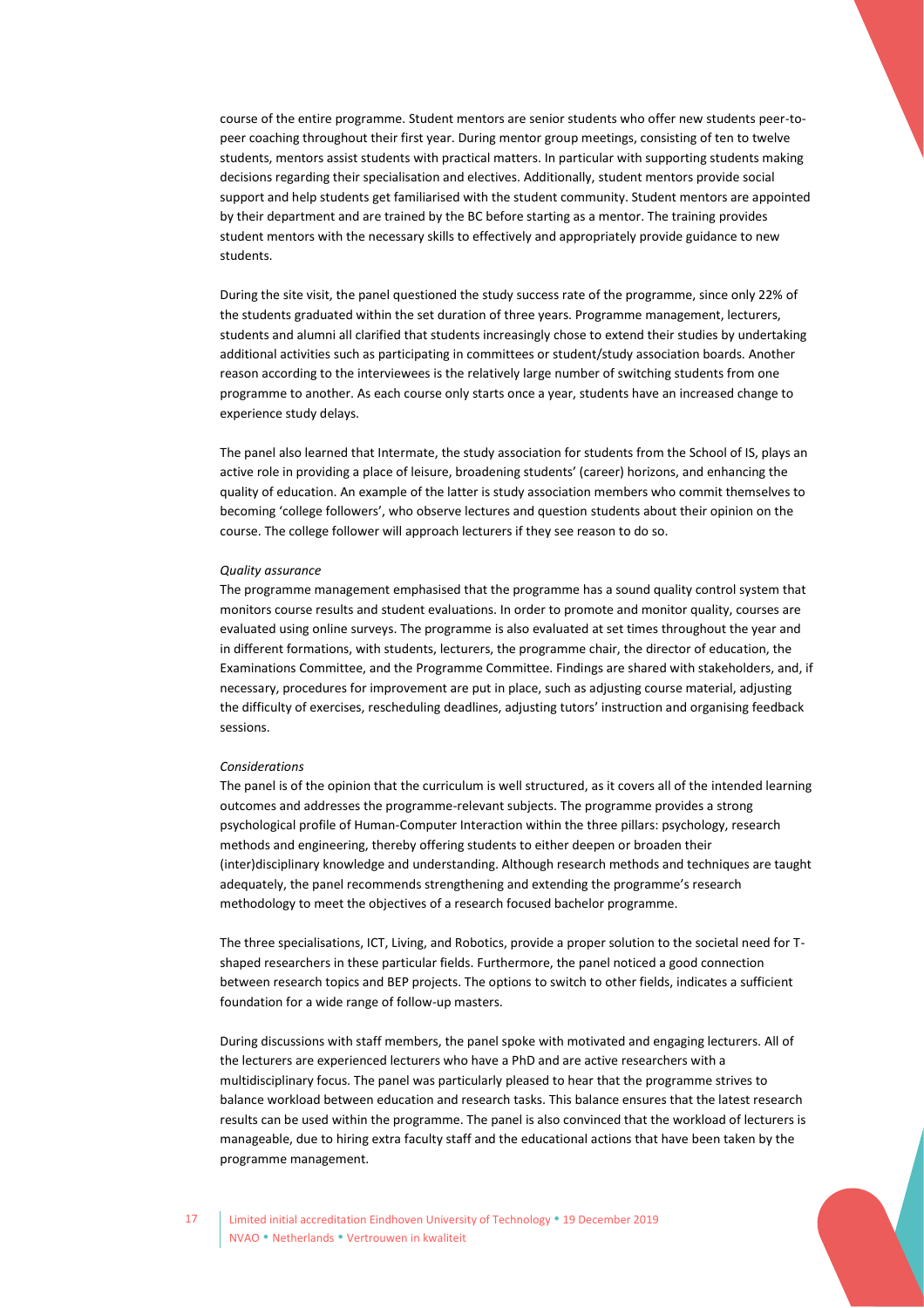course of the entire programme. Student mentors are senior students who offer new students peer-to-peer coaching throughout their first year. During mentor group meetings, consisting of ten to twelve students, mentors assist students with practical matters. In particular with supporting students making decisions regarding their specialisation and electives. Additionally, student mentors provide social support and help students get familiarised with the student community. Student mentors are appointed by their department and are trained by the BC before starting as a mentor. The training provides student mentors with the necessary skills to effectively and appropriately provide guidance to new students.

During the site visit, the panel questioned the study success rate of the programme, since only 22% of the students graduated within the set duration of three years. Programme management, lecturers, students and alumni all clarified that students increasingly chose to extend their studies by undertaking additional activities such as participating in committees or student/study association boards. Another reason according to the interviewees is the relatively large number of switching students from one programme to another. As each course only starts once a year, students have an increased change to experience study delays.

The panel also learned that Intermate, the study association for students from the School of IS, plays an active role in providing a place of leisure, broadening students' (career) horizons, and enhancing the quality of education. An example of the latter is study association members who commit themselves to becoming 'college followers', who observe lectures and question students about their opinion on the course. The college follower will approach lecturers if they see reason to do so.

*Quality assurance*

The programme management emphasised that the programme has a sound quality control system that monitors course results and student evaluations. In order to promote and monitor quality, courses are evaluated using online surveys. The programme is also evaluated at set times throughout the year and in different formations, with students, lecturers, the programme chair, the director of education, the Examinations Committee, and the Programme Committee. Findings are shared with stakeholders, and, if necessary, procedures for improvement are put in place, such as adjusting course material, adjusting the difficulty of exercises, rescheduling deadlines, adjusting tutors' instruction and organising feedback sessions.

*Considerations*

The panel is of the opinion that the curriculum is well structured, as it covers all of the intended learning outcomes and addresses the programme-relevant subjects. The programme provides a strong psychological profile of Human-Computer Interaction within the three pillars: psychology, research methods and engineering, thereby offering students to either deepen or broaden their (inter)disciplinary knowledge and understanding. Although research methods and techniques are taught adequately, the panel recommends strengthening and extending the programme's research methodology to meet the objectives of a research focused bachelor programme.

The three specialisations, ICT, Living, and Robotics, provide a proper solution to the societal need for T-shaped researchers in these particular fields. Furthermore, the panel noticed a good connection between research topics and BEP projects. The options to switch to other fields, indicates a sufficient foundation for a wide range of follow-up masters.

During discussions with staff members, the panel spoke with motivated and engaging lecturers. All of the lecturers are experienced lecturers who have a PhD and are active researchers with a multidisciplinary focus. The panel was particularly pleased to hear that the programme strives to balance workload between education and research tasks. This balance ensures that the latest research results can be used within the programme. The panel is also convinced that the workload of lecturers is manageable, due to hiring extra faculty staff and the educational actions that have been taken by the programme management.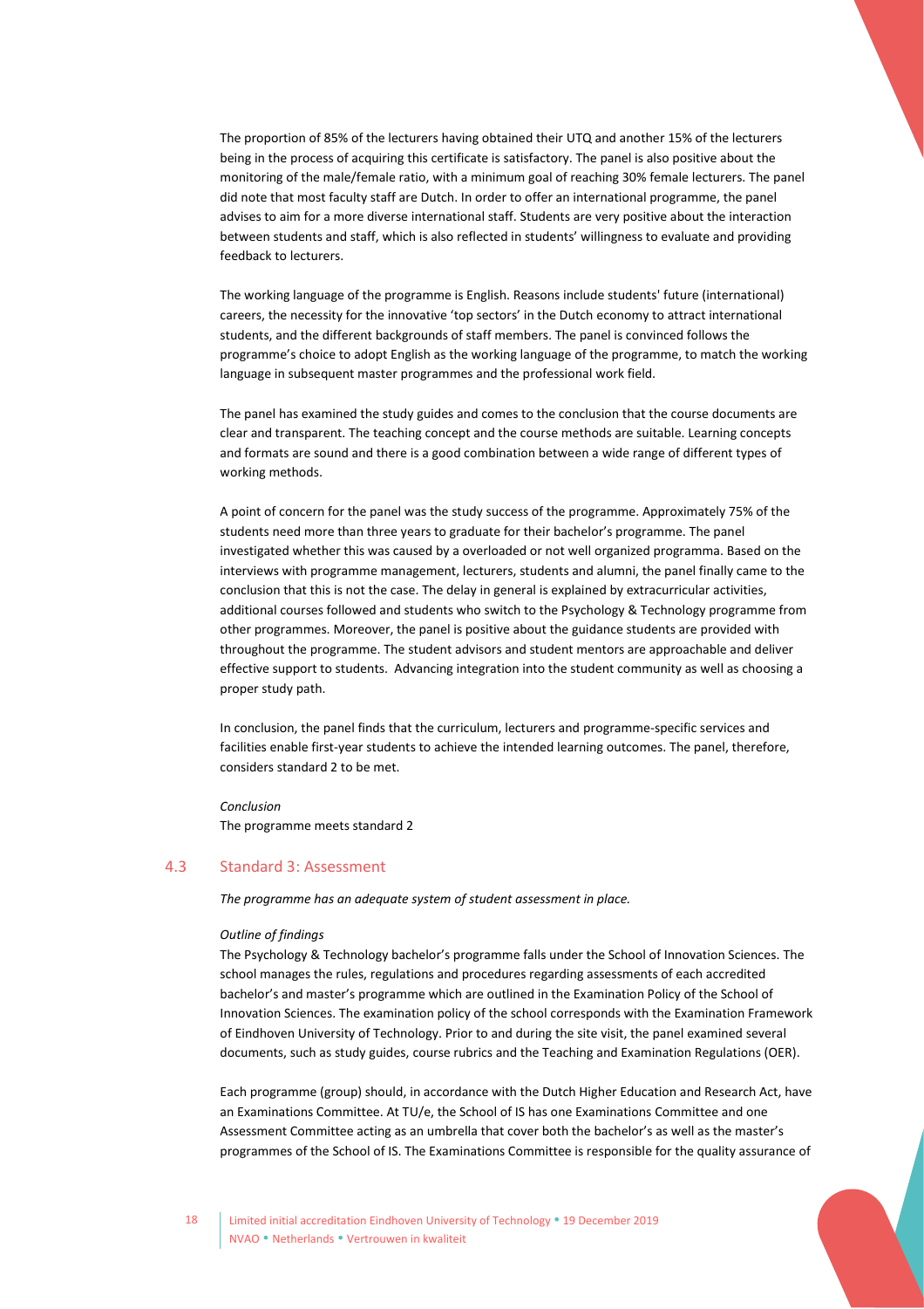The proportion of 85% of the lecturers having obtained their UTQ and another 15% of the lecturers being in the process of acquiring this certificate is satisfactory. The panel is also positive about the monitoring of the male/female ratio, with a minimum goal of reaching 30% female lecturers. The panel did note that most faculty staff are Dutch. In order to offer an international programme, the panel advises to aim for a more diverse international staff. Students are very positive about the interaction between students and staff, which is also reflected in students' willingness to evaluate and providing feedback to lecturers.

The working language of the programme is English. Reasons include students' future (international) careers, the necessity for the innovative 'top sectors' in the Dutch economy to attract international students, and the different backgrounds of staff members. The panel is convinced follows the programme's choice to adopt English as the working language of the programme, to match the working language in subsequent master programmes and the professional work field.

The panel has examined the study guides and comes to the conclusion that the course documents are clear and transparent. The teaching concept and the course methods are suitable. Learning concepts and formats are sound and there is a good combination between a wide range of different types of working methods.

A point of concern for the panel was the study success of the programme. Approximately 75% of the students need more than three years to graduate for their bachelor's programme. The panel investigated whether this was caused by a overloaded or not well organized programma. Based on the interviews with programme management, lecturers, students and alumni, the panel finally came to the conclusion that this is not the case. The delay in general is explained by extracurricular activities, additional courses followed and students who switch to the Psychology & Technology programme from other programmes. Moreover, the panel is positive about the guidance students are provided with throughout the programme. The student advisors and student mentors are approachable and deliver effective support to students. Advancing integration into the student community as well as choosing a proper study path.

In conclusion, the panel finds that the curriculum, lecturers and programme-specific services and facilities enable first-year students to achieve the intended learning outcomes. The panel, therefore, considers standard 2 to be met.

*Conclusion*
The programme meets standard 2

## 4.3 Standard 3: Assessment

*The programme has an adequate system of student assessment in place.*

*Outline of findings*
The Psychology & Technology bachelor's programme falls under the School of Innovation Sciences. The school manages the rules, regulations and procedures regarding assessments of each accredited bachelor's and master's programme which are outlined in the Examination Policy of the School of Innovation Sciences. The examination policy of the school corresponds with the Examination Framework of Eindhoven University of Technology. Prior to and during the site visit, the panel examined several documents, such as study guides, course rubrics and the Teaching and Examination Regulations (OER).

Each programme (group) should, in accordance with the Dutch Higher Education and Research Act, have an Examinations Committee. At TU/e, the School of IS has one Examinations Committee and one Assessment Committee acting as an umbrella that cover both the bachelor's as well as the master's programmes of the School of IS. The Examinations Committee is responsible for the quality assurance of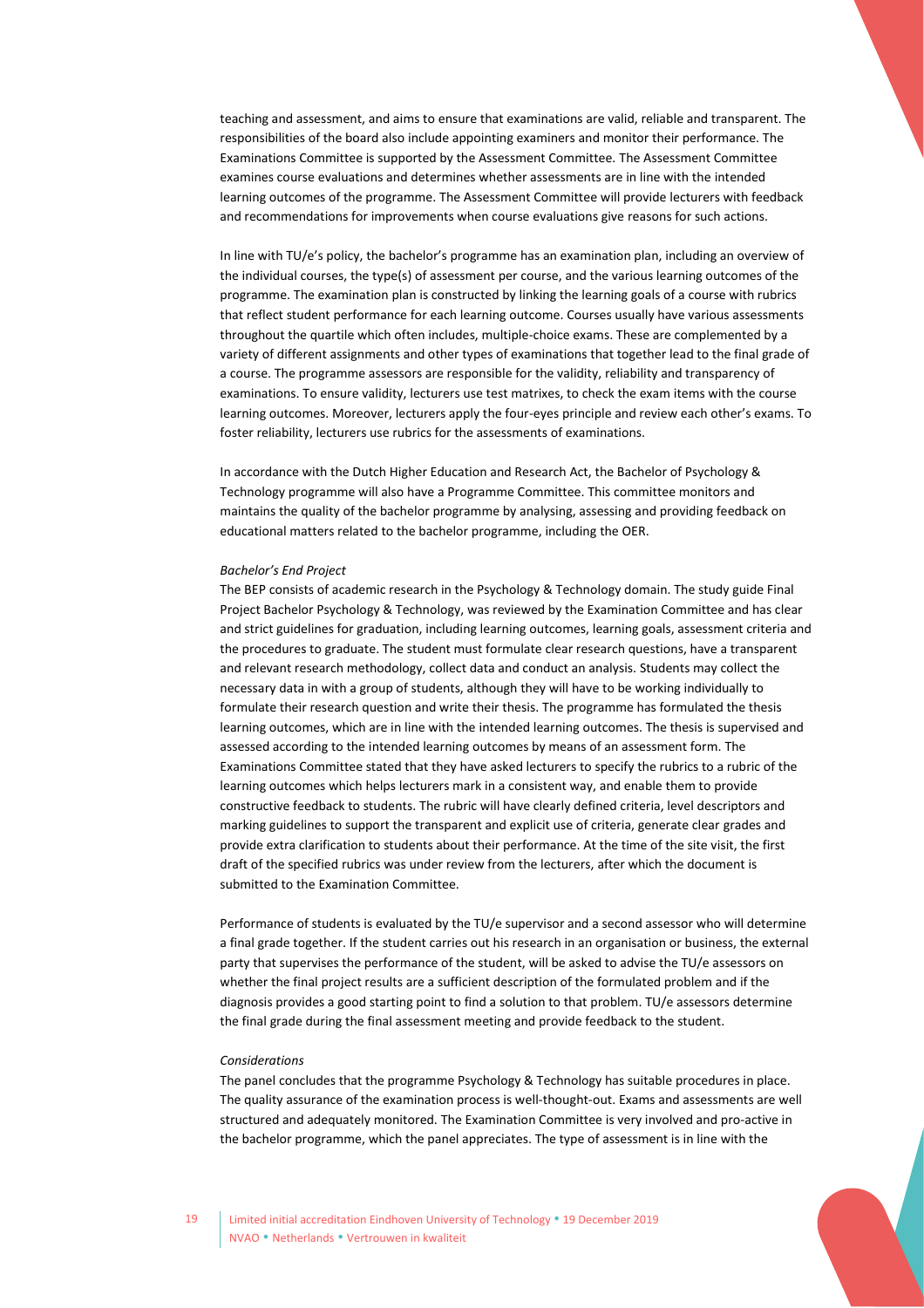teaching and assessment, and aims to ensure that examinations are valid, reliable and transparent. The responsibilities of the board also include appointing examiners and monitor their performance. The Examinations Committee is supported by the Assessment Committee. The Assessment Committee examines course evaluations and determines whether assessments are in line with the intended learning outcomes of the programme. The Assessment Committee will provide lecturers with feedback and recommendations for improvements when course evaluations give reasons for such actions.

In line with TU/e's policy, the bachelor's programme has an examination plan, including an overview of the individual courses, the type(s) of assessment per course, and the various learning outcomes of the programme. The examination plan is constructed by linking the learning goals of a course with rubrics that reflect student performance for each learning outcome. Courses usually have various assessments throughout the quartile which often includes, multiple-choice exams. These are complemented by a variety of different assignments and other types of examinations that together lead to the final grade of a course. The programme assessors are responsible for the validity, reliability and transparency of examinations. To ensure validity, lecturers use test matrixes, to check the exam items with the course learning outcomes. Moreover, lecturers apply the four-eyes principle and review each other's exams. To foster reliability, lecturers use rubrics for the assessments of examinations.

In accordance with the Dutch Higher Education and Research Act, the Bachelor of Psychology & Technology programme will also have a Programme Committee. This committee monitors and maintains the quality of the bachelor programme by analysing, assessing and providing feedback on educational matters related to the bachelor programme, including the OER.

*Bachelor's End Project*

The BEP consists of academic research in the Psychology & Technology domain. The study guide Final Project Bachelor Psychology & Technology, was reviewed by the Examination Committee and has clear and strict guidelines for graduation, including learning outcomes, learning goals, assessment criteria and the procedures to graduate. The student must formulate clear research questions, have a transparent and relevant research methodology, collect data and conduct an analysis. Students may collect the necessary data in with a group of students, although they will have to be working individually to formulate their research question and write their thesis. The programme has formulated the thesis learning outcomes, which are in line with the intended learning outcomes. The thesis is supervised and assessed according to the intended learning outcomes by means of an assessment form. The Examinations Committee stated that they have asked lecturers to specify the rubrics to a rubric of the learning outcomes which helps lecturers mark in a consistent way, and enable them to provide constructive feedback to students. The rubric will have clearly defined criteria, level descriptors and marking guidelines to support the transparent and explicit use of criteria, generate clear grades and provide extra clarification to students about their performance. At the time of the site visit, the first draft of the specified rubrics was under review from the lecturers, after which the document is submitted to the Examination Committee.

Performance of students is evaluated by the TU/e supervisor and a second assessor who will determine a final grade together. If the student carries out his research in an organisation or business, the external party that supervises the performance of the student, will be asked to advise the TU/e assessors on whether the final project results are a sufficient description of the formulated problem and if the diagnosis provides a good starting point to find a solution to that problem. TU/e assessors determine the final grade during the final assessment meeting and provide feedback to the student.

*Considerations*

The panel concludes that the programme Psychology & Technology has suitable procedures in place. The quality assurance of the examination process is well-thought-out. Exams and assessments are well structured and adequately monitored. The Examination Committee is very involved and pro-active in the bachelor programme, which the panel appreciates. The type of assessment is in line with the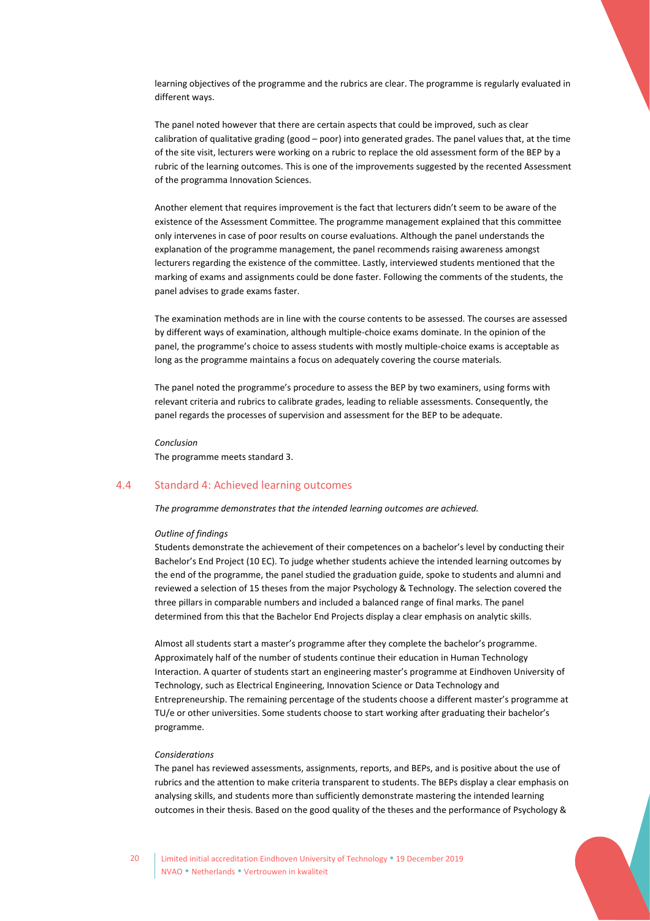learning objectives of the programme and the rubrics are clear. The programme is regularly evaluated in different ways.

The panel noted however that there are certain aspects that could be improved, such as clear calibration of qualitative grading (good – poor) into generated grades. The panel values that, at the time of the site visit, lecturers were working on a rubric to replace the old assessment form of the BEP by a rubric of the learning outcomes. This is one of the improvements suggested by the recented Assessment of the programma Innovation Sciences.

Another element that requires improvement is the fact that lecturers didn't seem to be aware of the existence of the Assessment Committee. The programme management explained that this committee only intervenes in case of poor results on course evaluations. Although the panel understands the explanation of the programme management, the panel recommends raising awareness amongst lecturers regarding the existence of the committee. Lastly, interviewed students mentioned that the marking of exams and assignments could be done faster. Following the comments of the students, the panel advises to grade exams faster.

The examination methods are in line with the course contents to be assessed. The courses are assessed by different ways of examination, although multiple-choice exams dominate. In the opinion of the panel, the programme's choice to assess students with mostly multiple-choice exams is acceptable as long as the programme maintains a focus on adequately covering the course materials.

The panel noted the programme's procedure to assess the BEP by two examiners, using forms with relevant criteria and rubrics to calibrate grades, leading to reliable assessments. Consequently, the panel regards the processes of supervision and assessment for the BEP to be adequate.

*Conclusion*

The programme meets standard 3.

## 4.4 Standard 4: Achieved learning outcomes

*The programme demonstrates that the intended learning outcomes are achieved.*

*Outline of findings*

Students demonstrate the achievement of their competences on a bachelor's level by conducting their Bachelor's End Project (10 EC). To judge whether students achieve the intended learning outcomes by the end of the programme, the panel studied the graduation guide, spoke to students and alumni and reviewed a selection of 15 theses from the major Psychology & Technology. The selection covered the three pillars in comparable numbers and included a balanced range of final marks. The panel determined from this that the Bachelor End Projects display a clear emphasis on analytic skills.

Almost all students start a master's programme after they complete the bachelor's programme. Approximately half of the number of students continue their education in Human Technology Interaction. A quarter of students start an engineering master's programme at Eindhoven University of Technology, such as Electrical Engineering, Innovation Science or Data Technology and Entrepreneurship. The remaining percentage of the students choose a different master's programme at TU/e or other universities. Some students choose to start working after graduating their bachelor's programme.

*Considerations*

The panel has reviewed assessments, assignments, reports, and BEPs, and is positive about the use of rubrics and the attention to make criteria transparent to students. The BEPs display a clear emphasis on analysing skills, and students more than sufficiently demonstrate mastering the intended learning outcomes in their thesis. Based on the good quality of the theses and the performance of Psychology &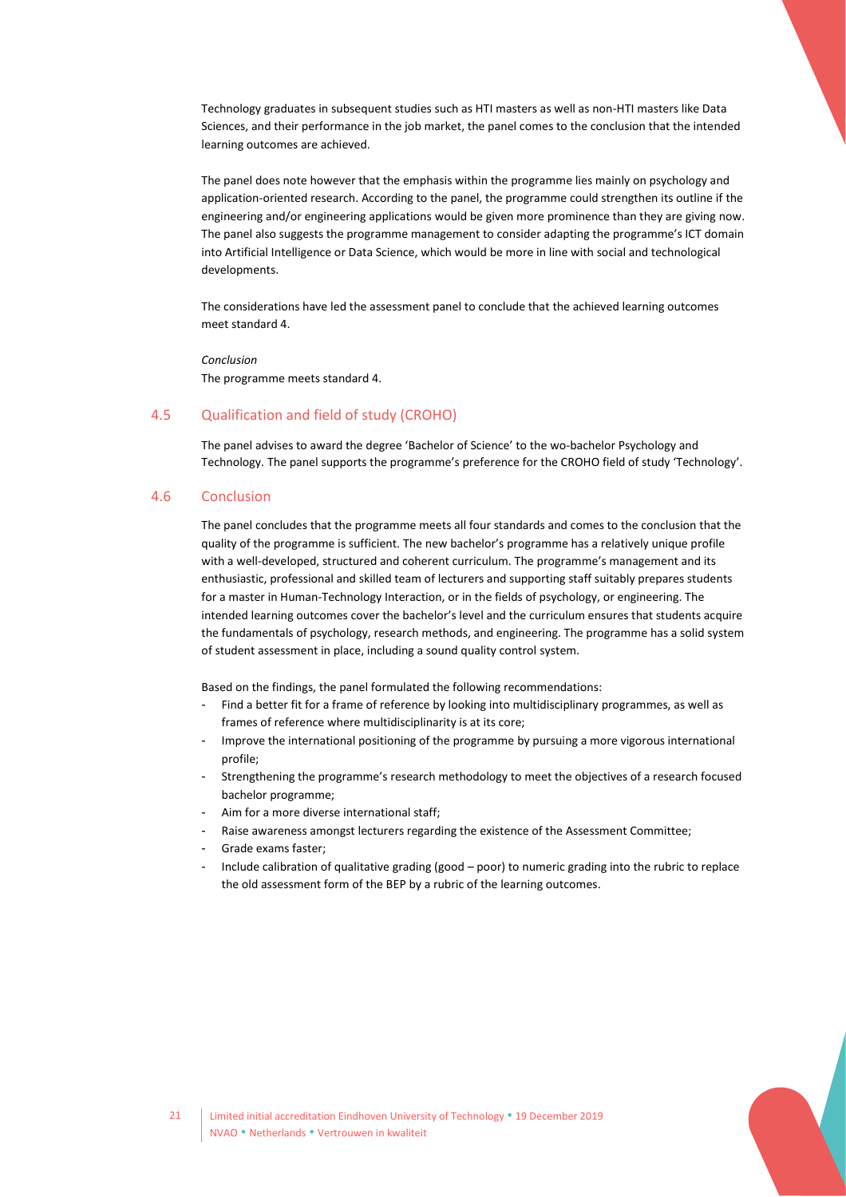Technology graduates in subsequent studies such as HTI masters as well as non-HTI masters like Data Sciences, and their performance in the job market, the panel comes to the conclusion that the intended learning outcomes are achieved.

The panel does note however that the emphasis within the programme lies mainly on psychology and application-oriented research. According to the panel, the programme could strengthen its outline if the engineering and/or engineering applications would be given more prominence than they are giving now. The panel also suggests the programme management to consider adapting the programme's ICT domain into Artificial Intelligence or Data Science, which would be more in line with social and technological developments.

The considerations have led the assessment panel to conclude that the achieved learning outcomes meet standard 4.

*Conclusion*

The programme meets standard 4.

## 4.5 Qualification and field of study (CROHO)

The panel advises to award the degree 'Bachelor of Science' to the wo-bachelor Psychology and Technology. The panel supports the programme's preference for the CROHO field of study 'Technology'.

## 4.6 Conclusion

The panel concludes that the programme meets all four standards and comes to the conclusion that the quality of the programme is sufficient. The new bachelor's programme has a relatively unique profile with a well-developed, structured and coherent curriculum. The programme's management and its enthusiastic, professional and skilled team of lecturers and supporting staff suitably prepares students for a master in Human-Technology Interaction, or in the fields of psychology, or engineering. The intended learning outcomes cover the bachelor's level and the curriculum ensures that students acquire the fundamentals of psychology, research methods, and engineering. The programme has a solid system of student assessment in place, including a sound quality control system.

Based on the findings, the panel formulated the following recommendations:

- Find a better fit for a frame of reference by looking into multidisciplinary programmes, as well as frames of reference where multidisciplinarity is at its core;
- Improve the international positioning of the programme by pursuing a more vigorous international profile;
- Strengthening the programme's research methodology to meet the objectives of a research focused bachelor programme;
- Aim for a more diverse international staff;
- Raise awareness amongst lecturers regarding the existence of the Assessment Committee;
- Grade exams faster;
- Include calibration of qualitative grading (good – poor) to numeric grading into the rubric to replace the old assessment form of the BEP by a rubric of the learning outcomes.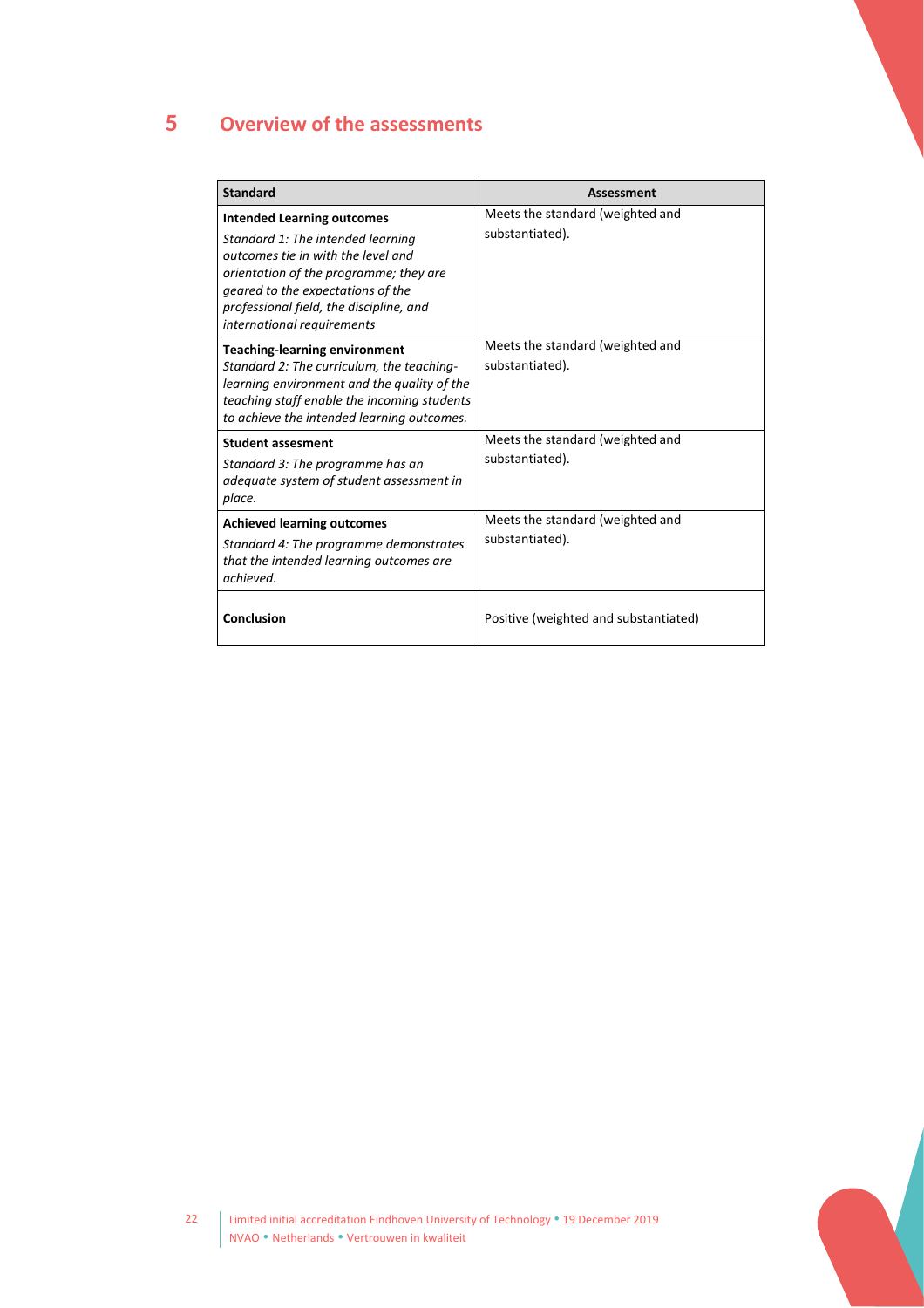# 5 Overview of the assessments

| Standard | Assessment |
|---|---|
| **Intended Learning outcomes**<br>*Standard 1: The intended learning outcomes tie in with the level and orientation of the programme; they are geared to the expectations of the professional field, the discipline, and international requirements* | Meets the standard (weighted and substantiated). |
| **Teaching-learning environment**<br>*Standard 2: The curriculum, the teaching-learning environment and the quality of the teaching staff enable the incoming students to achieve the intended learning outcomes.* | Meets the standard (weighted and substantiated). |
| **Student assesment**<br>*Standard 3: The programme has an adequate system of student assessment in place.* | Meets the standard (weighted and substantiated). |
| **Achieved learning outcomes**<br>*Standard 4: The programme demonstrates that the intended learning outcomes are achieved.* | Meets the standard (weighted and substantiated). |
| **Conclusion** | Positive (weighted and substantiated) |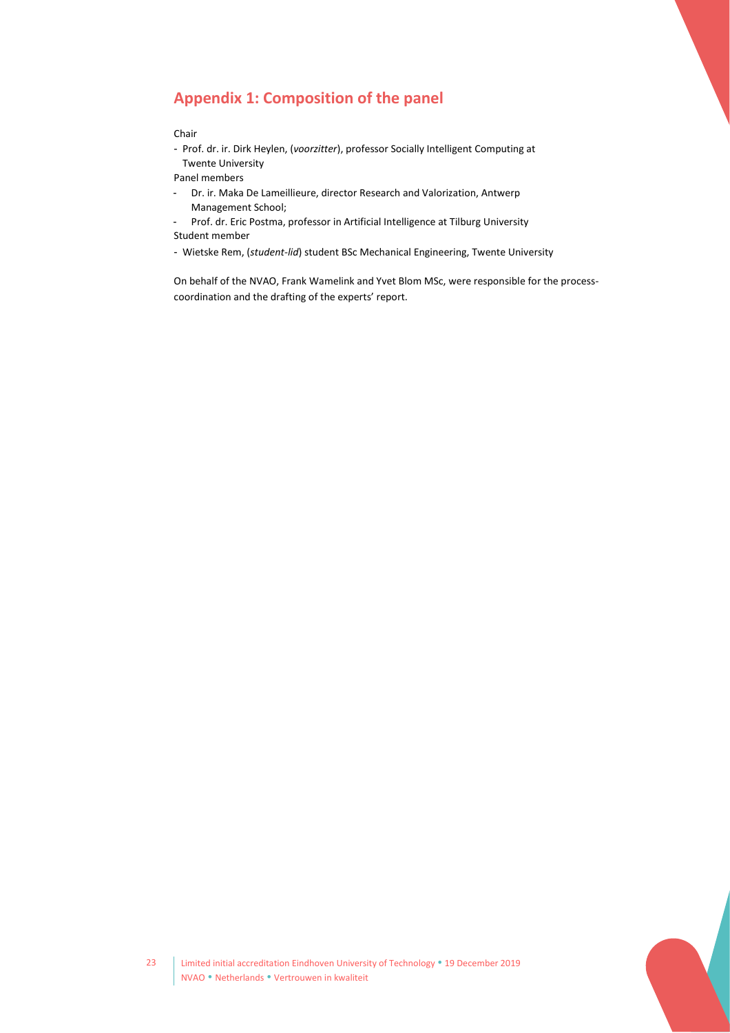## Appendix 1: Composition of the panel

Chair

- Prof. dr. ir. Dirk Heylen, (*voorzitter*), professor Socially Intelligent Computing at Twente University

Panel members

- Dr. ir. Maka De Lameillieure, director Research and Valorization, Antwerp Management School;
- Prof. dr. Eric Postma, professor in Artificial Intelligence at Tilburg University

Student member

- Wietske Rem, (*student-lid*) student BSc Mechanical Engineering, Twente University

On behalf of the NVAO, Frank Wamelink and Yvet Blom MSc, were responsible for the process-coordination and the drafting of the experts' report.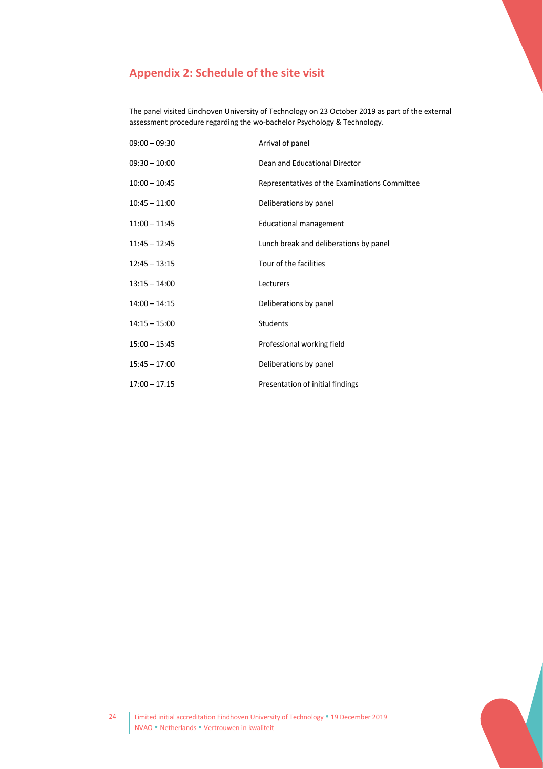## Appendix 2: Schedule of the site visit

The panel visited Eindhoven University of Technology on 23 October 2019 as part of the external assessment procedure regarding the wo-bachelor Psychology & Technology.

| | |
|---|---|
| 09:00 – 09:30 | Arrival of panel |
| 09:30 – 10:00 | Dean and Educational Director |
| 10:00 – 10:45 | Representatives of the Examinations Committee |
| 10:45 – 11:00 | Deliberations by panel |
| 11:00 – 11:45 | Educational management |
| 11:45 – 12:45 | Lunch break and deliberations by panel |
| 12:45 – 13:15 | Tour of the facilities |
| 13:15 – 14:00 | Lecturers |
| 14:00 – 14:15 | Deliberations by panel |
| 14:15 – 15:00 | Students |
| 15:00 – 15:45 | Professional working field |
| 15:45 – 17:00 | Deliberations by panel |
| 17:00 – 17.15 | Presentation of initial findings |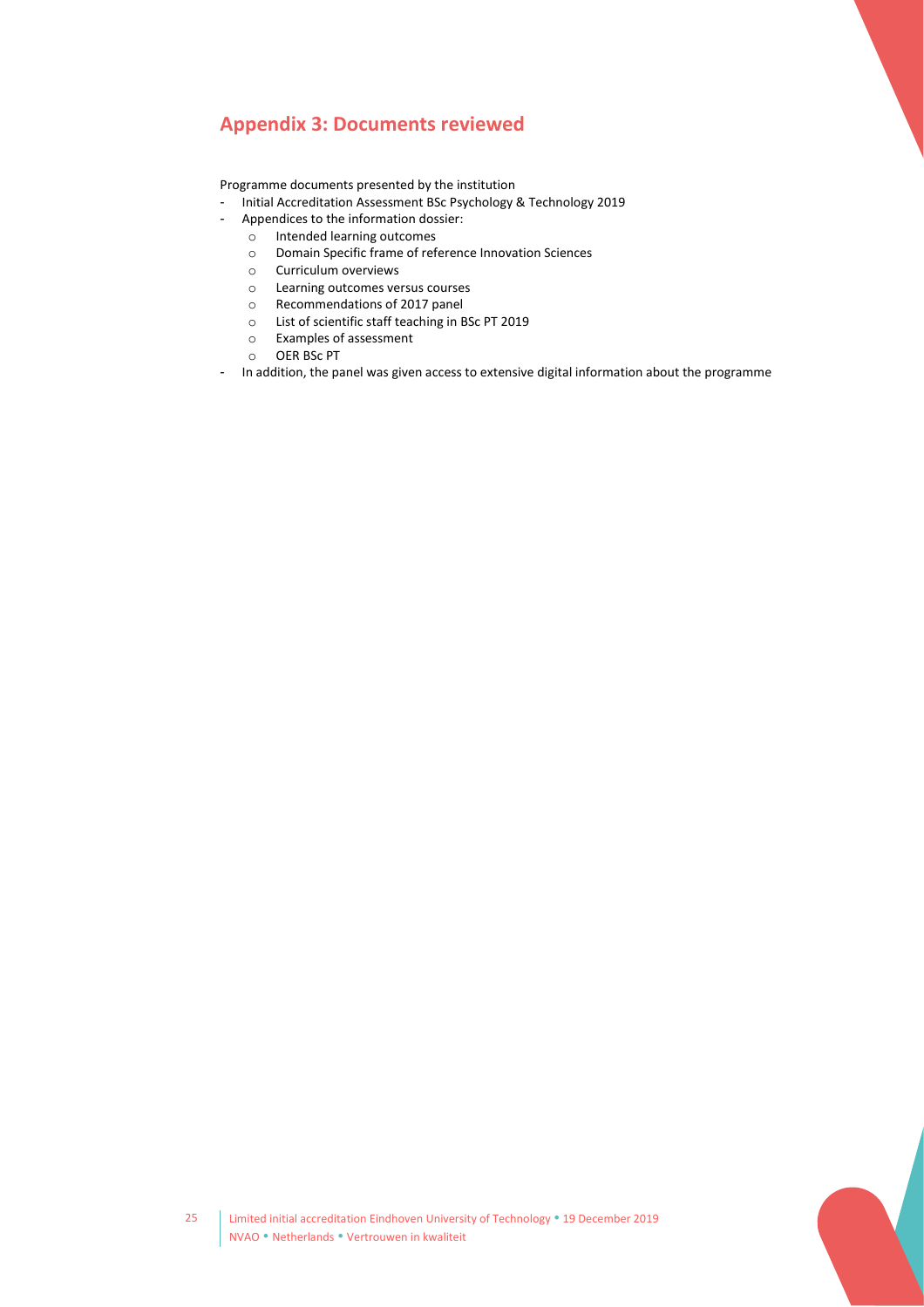## Appendix 3: Documents reviewed

Programme documents presented by the institution

- Initial Accreditation Assessment BSc Psychology & Technology 2019
- Appendices to the information dossier:
  - Intended learning outcomes
  - Domain Specific frame of reference Innovation Sciences
  - Curriculum overviews
  - Learning outcomes versus courses
  - Recommendations of 2017 panel
  - List of scientific staff teaching in BSc PT 2019
  - Examples of assessment
  - OER BSc PT
- In addition, the panel was given access to extensive digital information about the programme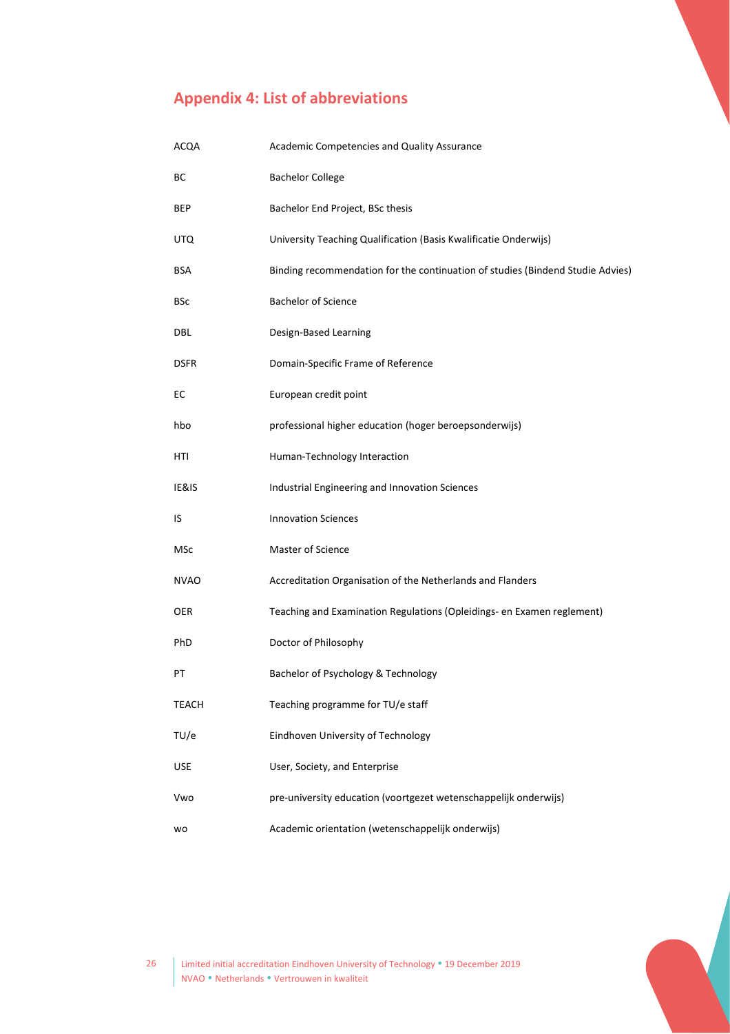## Appendix 4: List of abbreviations

| | |
|---|---|
| ACQA | Academic Competencies and Quality Assurance |
| BC | Bachelor College |
| BEP | Bachelor End Project, BSc thesis |
| UTQ | University Teaching Qualification (Basis Kwalificatie Onderwijs) |
| BSA | Binding recommendation for the continuation of studies (Bindend Studie Advies) |
| BSc | Bachelor of Science |
| DBL | Design-Based Learning |
| DSFR | Domain-Specific Frame of Reference |
| EC | European credit point |
| hbo | professional higher education (hoger beroepsonderwijs) |
| HTI | Human-Technology Interaction |
| IE&IS | Industrial Engineering and Innovation Sciences |
| IS | Innovation Sciences |
| MSc | Master of Science |
| NVAO | Accreditation Organisation of the Netherlands and Flanders |
| OER | Teaching and Examination Regulations (Opleidings- en Examen reglement) |
| PhD | Doctor of Philosophy |
| PT | Bachelor of Psychology & Technology |
| TEACH | Teaching programme for TU/e staff |
| TU/e | Eindhoven University of Technology |
| USE | User, Society, and Enterprise |
| Vwo | pre-university education (voortgezet wetenschappelijk onderwijs) |
| wo | Academic orientation (wetenschappelijk onderwijs) |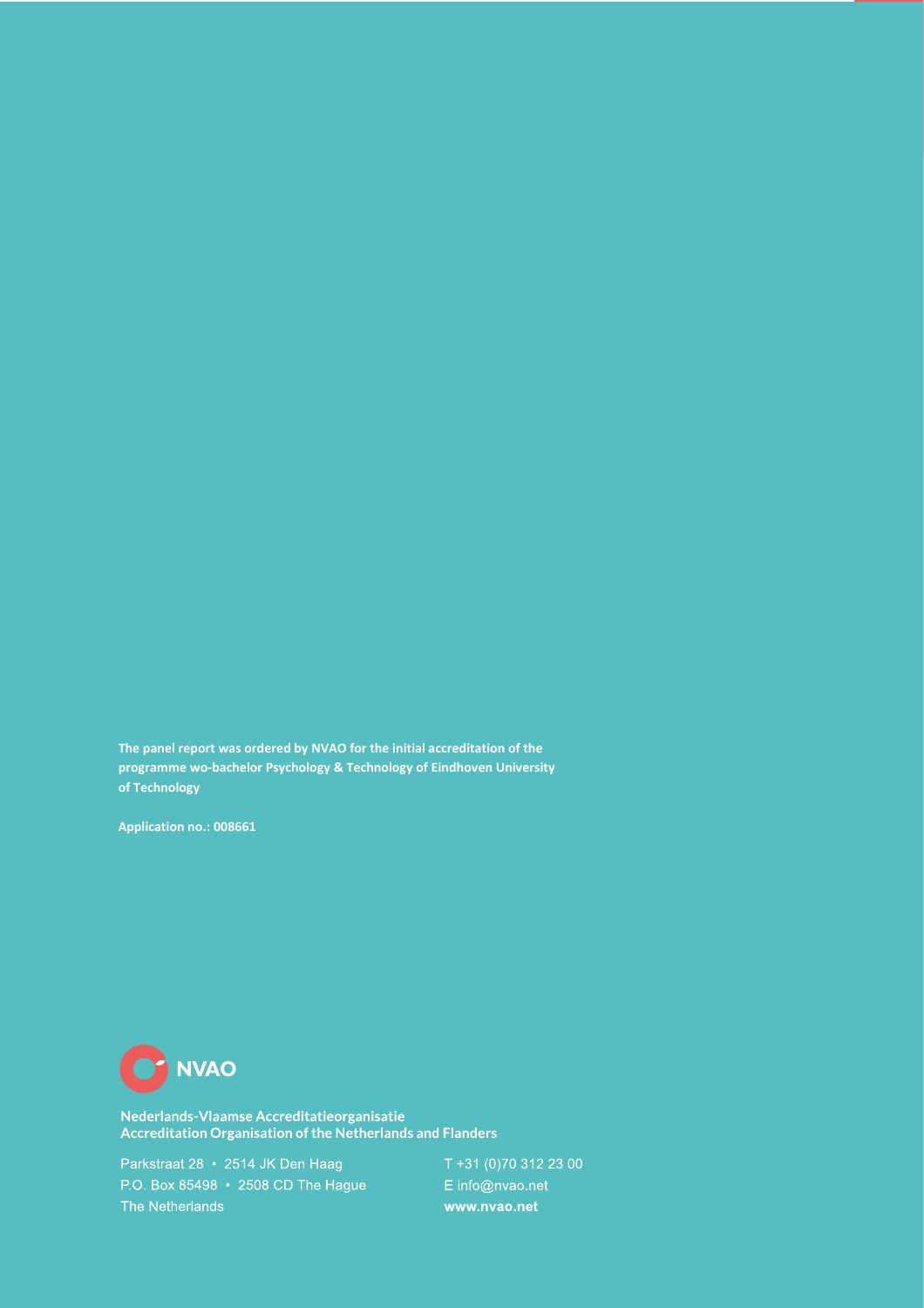**The panel report was ordered by NVAO for the initial accreditation of the programme wo-bachelor Psychology & Technology of Eindhoven University of Technology**

**Application no.: 008661**

NVAO

**Nederlands-Vlaamse Accreditatieorganisatie**
**Accreditation Organisation of the Netherlands and Flanders**

Parkstraat 28 • 2514 JK Den Haag
P.O. Box 85498 • 2508 CD The Hague
The Netherlands

T +31 (0)70 312 23 00
E info@nvao.net
**www.nvao.net**